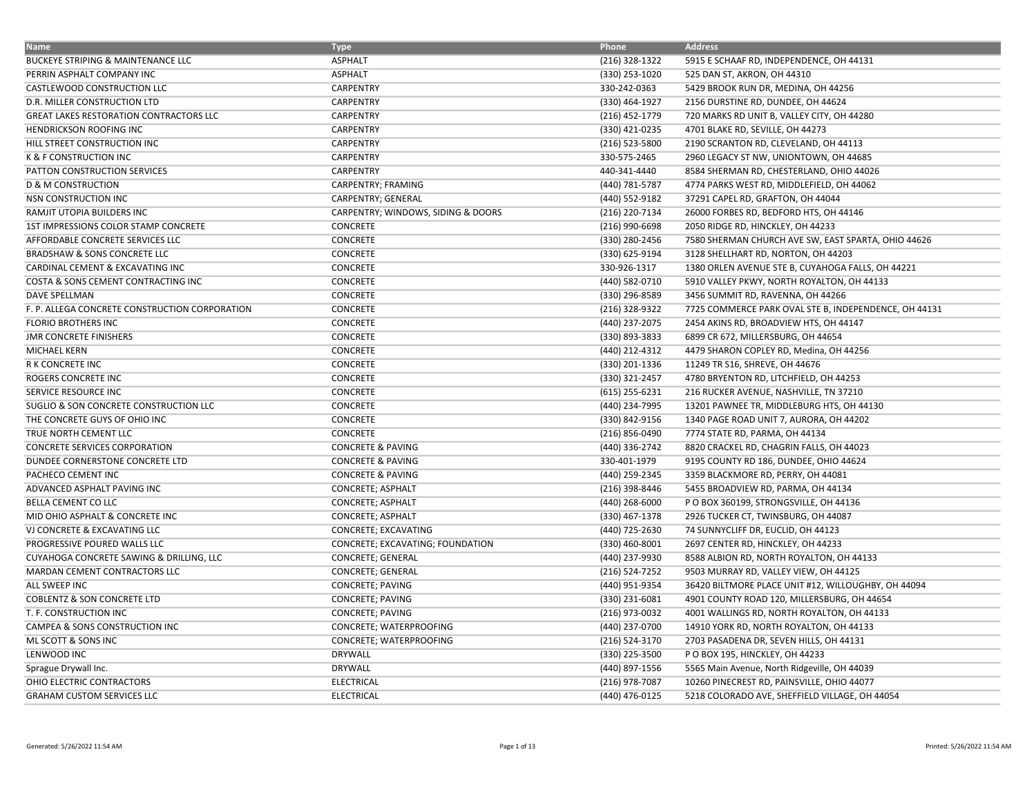| Name | Type | Phone | Address |
| --- | --- | --- | --- |
| BUCKEYE STRIPING & MAINTENANCE LLC | ASPHALT | (216) 328-1322 | 5915 E SCHAAF RD, INDEPENDENCE, OH 44131 |
| PERRIN ASPHALT COMPANY INC | ASPHALT | (330) 253-1020 | 525 DAN ST, AKRON, OH 44310 |
| CASTLEWOOD CONSTRUCTION LLC | CARPENTRY | 330-242-0363 | 5429 BROOK RUN DR, MEDINA, OH 44256 |
| D.R. MILLER CONSTRUCTION LTD | CARPENTRY | (330) 464-1927 | 2156 DURSTINE RD, DUNDEE, OH 44624 |
| GREAT LAKES RESTORATION CONTRACTORS LLC | CARPENTRY | (216) 452-1779 | 720 MARKS RD UNIT B, VALLEY CITY, OH 44280 |
| HENDRICKSON ROOFING INC | CARPENTRY | (330) 421-0235 | 4701 BLAKE RD, SEVILLE, OH 44273 |
| HILL STREET CONSTRUCTION INC | CARPENTRY | (216) 523-5800 | 2190 SCRANTON RD, CLEVELAND, OH 44113 |
| K & F CONSTRUCTION INC | CARPENTRY | 330-575-2465 | 2960 LEGACY ST NW, UNIONTOWN, OH 44685 |
| PATTON CONSTRUCTION SERVICES | CARPENTRY | 440-341-4440 | 8584 SHERMAN RD, CHESTERLAND, OHIO 44026 |
| D & M CONSTRUCTION | CARPENTRY; FRAMING | (440) 781-5787 | 4774 PARKS WEST RD, MIDDLEFIELD, OH 44062 |
| NSN CONSTRUCTION INC | CARPENTRY; GENERAL | (440) 552-9182 | 37291 CAPEL RD, GRAFTON, OH 44044 |
| RAMJIT UTOPIA BUILDERS INC | CARPENTRY; WINDOWS, SIDING & DOORS | (216) 220-7134 | 26000 FORBES RD, BEDFORD HTS, OH 44146 |
| 1ST IMPRESSIONS COLOR STAMP CONCRETE | CONCRETE | (216) 990-6698 | 2050 RIDGE RD, HINCKLEY, OH 44233 |
| AFFORDABLE CONCRETE SERVICES LLC | CONCRETE | (330) 280-2456 | 7580 SHERMAN CHURCH AVE SW, EAST SPARTA, OHIO 44626 |
| BRADSHAW & SONS CONCRETE LLC | CONCRETE | (330) 625-9194 | 3128 SHELLHART RD, NORTON, OH 44203 |
| CARDINAL CEMENT & EXCAVATING INC | CONCRETE | 330-926-1317 | 1380 ORLEN AVENUE STE B, CUYAHOGA FALLS, OH 44221 |
| COSTA & SONS CEMENT CONTRACTING INC | CONCRETE | (440) 582-0710 | 5910 VALLEY PKWY, NORTH ROYALTON, OH 44133 |
| DAVE SPELLMAN | CONCRETE | (330) 296-8589 | 3456 SUMMIT RD, RAVENNA, OH 44266 |
| F. P. ALLEGA CONCRETE CONSTRUCTION CORPORATION | CONCRETE | (216) 328-9322 | 7725 COMMERCE PARK OVAL STE B, INDEPENDENCE, OH 44131 |
| FLORIO BROTHERS INC | CONCRETE | (440) 237-2075 | 2454 AKINS RD, BROADVIEW HTS, OH 44147 |
| JMR CONCRETE FINISHERS | CONCRETE | (330) 893-3833 | 6899 CR 672, MILLERSBURG, OH 44654 |
| MICHAEL KERN | CONCRETE | (440) 212-4312 | 4479 SHARON COPLEY RD, Medina, OH 44256 |
| R K CONCRETE INC | CONCRETE | (330) 201-1336 | 11249 TR S16, SHREVE, OH 44676 |
| ROGERS CONCRETE INC | CONCRETE | (330) 321-2457 | 4780 BRYENTON RD, LITCHFIELD, OH 44253 |
| SERVICE RESOURCE INC | CONCRETE | (615) 255-6231 | 216 RUCKER AVENUE, NASHVILLE, TN 37210 |
| SUGLIO & SON CONCRETE CONSTRUCTION LLC | CONCRETE | (440) 234-7995 | 13201 PAWNEE TR, MIDDLEBURG HTS, OH 44130 |
| THE CONCRETE GUYS OF OHIO INC | CONCRETE | (330) 842-9156 | 1340 PAGE ROAD UNIT 7, AURORA, OH 44202 |
| TRUE NORTH CEMENT LLC | CONCRETE | (216) 856-0490 | 7774 STATE RD, PARMA, OH 44134 |
| CONCRETE SERVICES CORPORATION | CONCRETE & PAVING | (440) 336-2742 | 8820 CRACKEL RD, CHAGRIN FALLS, OH 44023 |
| DUNDEE CORNERSTONE CONCRETE LTD | CONCRETE & PAVING | 330-401-1979 | 9195 COUNTY RD 186, DUNDEE, OHIO 44624 |
| PACHECO CEMENT INC | CONCRETE & PAVING | (440) 259-2345 | 3359 BLACKMORE RD, PERRY, OH 44081 |
| ADVANCED ASPHALT PAVING INC | CONCRETE; ASPHALT | (216) 398-8446 | 5455 BROADVIEW RD, PARMA, OH 44134 |
| BELLA CEMENT CO LLC | CONCRETE; ASPHALT | (440) 268-6000 | P O BOX 360199, STRONGSVILLE, OH 44136 |
| MID OHIO ASPHALT & CONCRETE INC | CONCRETE; ASPHALT | (330) 467-1378 | 2926 TUCKER CT, TWINSBURG, OH 44087 |
| VJ CONCRETE & EXCAVATING LLC | CONCRETE; EXCAVATING | (440) 725-2630 | 74 SUNNYCLIFF DR, EUCLID, OH 44123 |
| PROGRESSIVE POURED WALLS LLC | CONCRETE; EXCAVATING; FOUNDATION | (330) 460-8001 | 2697 CENTER RD, HINCKLEY, OH 44233 |
| CUYAHOGA CONCRETE SAWING & DRILLING, LLC | CONCRETE; GENERAL | (440) 237-9930 | 8588 ALBION RD, NORTH ROYALTON, OH 44133 |
| MARDAN CEMENT CONTRACTORS LLC | CONCRETE; GENERAL | (216) 524-7252 | 9503 MURRAY RD, VALLEY VIEW, OH 44125 |
| ALL SWEEP INC | CONCRETE; PAVING | (440) 951-9354 | 36420 BILTMORE PLACE UNIT #12, WILLOUGHBY, OH 44094 |
| COBLENTZ & SON CONCRETE LTD | CONCRETE; PAVING | (330) 231-6081 | 4901 COUNTY ROAD 120, MILLERSBURG, OH 44654 |
| T. F. CONSTRUCTION INC | CONCRETE; PAVING | (216) 973-0032 | 4001 WALLINGS RD, NORTH ROYALTON, OH 44133 |
| CAMPEA & SONS CONSTRUCTION INC | CONCRETE; WATERPROOFING | (440) 237-0700 | 14910 YORK RD, NORTH ROYALTON, OH 44133 |
| ML SCOTT & SONS INC | CONCRETE; WATERPROOFING | (216) 524-3170 | 2703 PASADENA DR, SEVEN HILLS, OH 44131 |
| LENWOOD INC | DRYWALL | (330) 225-3500 | P O BOX 195, HINCKLEY, OH 44233 |
| Sprague Drywall Inc. | DRYWALL | (440) 897-1556 | 5565 Main Avenue, North Ridgeville, OH 44039 |
| OHIO ELECTRIC CONTRACTORS | ELECTRICAL | (216) 978-7087 | 10260 PINECREST RD, PAINSVILLE, OHIO 44077 |
| GRAHAM CUSTOM SERVICES LLC | ELECTRICAL | (440) 476-0125 | 5218 COLORADO AVE, SHEFFIELD VILLAGE, OH 44054 |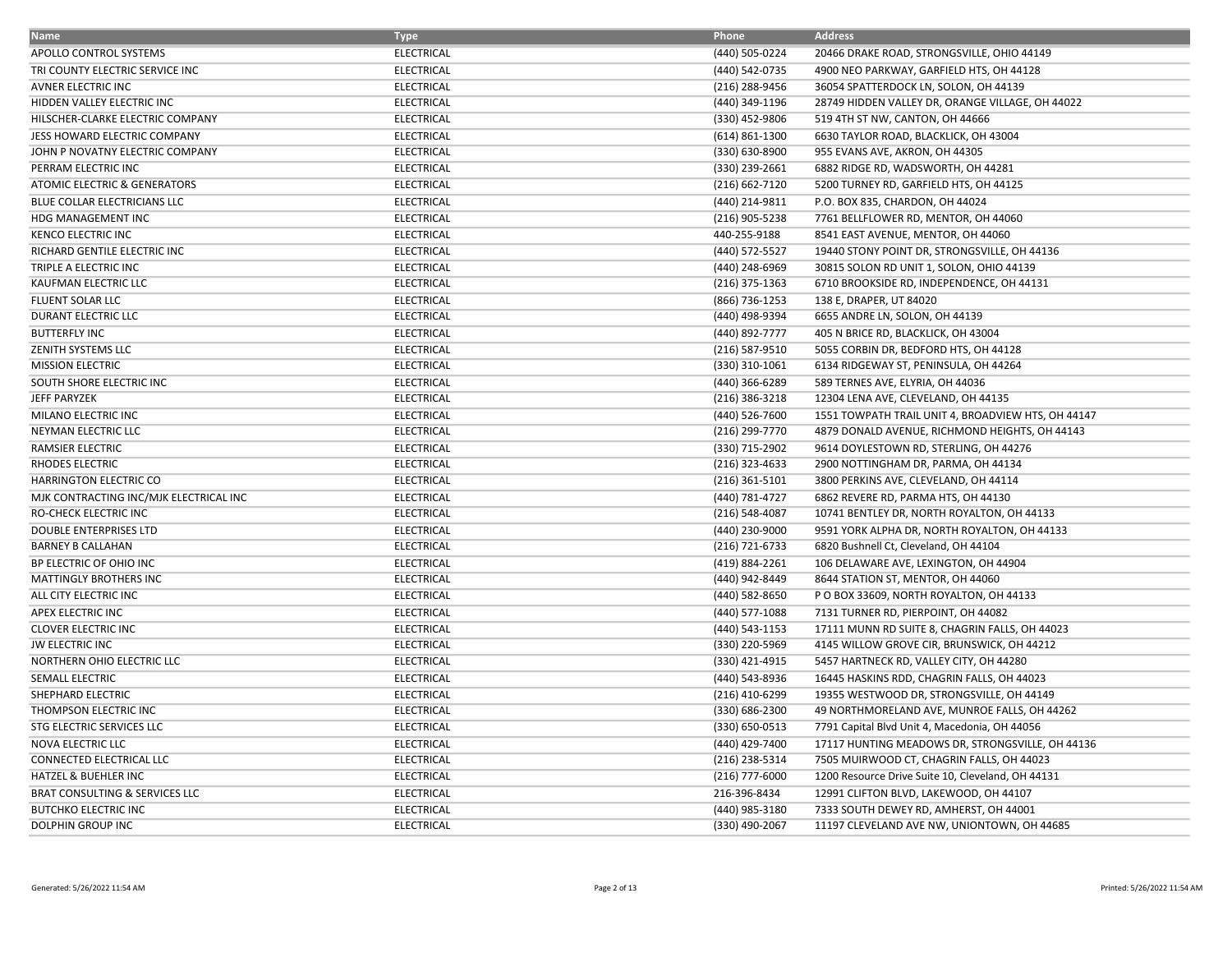| Name | Type | Phone | Address |
|---|---|---|---|
| APOLLO CONTROL SYSTEMS | ELECTRICAL | (440) 505-0224 | 20466 DRAKE ROAD, STRONGSVILLE, OHIO 44149 |
| TRI COUNTY ELECTRIC SERVICE INC | ELECTRICAL | (440) 542-0735 | 4900 NEO PARKWAY, GARFIELD HTS, OH 44128 |
| AVNER ELECTRIC INC | ELECTRICAL | (216) 288-9456 | 36054 SPATTERDOCK LN, SOLON, OH 44139 |
| HIDDEN VALLEY ELECTRIC INC | ELECTRICAL | (440) 349-1196 | 28749 HIDDEN VALLEY DR, ORANGE VILLAGE, OH 44022 |
| HILSCHER-CLARKE ELECTRIC COMPANY | ELECTRICAL | (330) 452-9806 | 519 4TH ST NW, CANTON, OH 44666 |
| JESS HOWARD ELECTRIC COMPANY | ELECTRICAL | (614) 861-1300 | 6630 TAYLOR ROAD, BLACKLICK, OH 43004 |
| JOHN P NOVATNY ELECTRIC COMPANY | ELECTRICAL | (330) 630-8900 | 955 EVANS AVE, AKRON, OH 44305 |
| PERRAM ELECTRIC INC | ELECTRICAL | (330) 239-2661 | 6882 RIDGE RD, WADSWORTH, OH 44281 |
| ATOMIC ELECTRIC & GENERATORS | ELECTRICAL | (216) 662-7120 | 5200 TURNEY RD, GARFIELD HTS, OH 44125 |
| BLUE COLLAR ELECTRICIANS LLC | ELECTRICAL | (440) 214-9811 | P.O. BOX 835, CHARDON, OH 44024 |
| HDG MANAGEMENT INC | ELECTRICAL | (216) 905-5238 | 7761 BELLFLOWER RD, MENTOR, OH 44060 |
| KENCO ELECTRIC INC | ELECTRICAL | 440-255-9188 | 8541 EAST AVENUE, MENTOR, OH 44060 |
| RICHARD GENTILE ELECTRIC INC | ELECTRICAL | (440) 572-5527 | 19440 STONY POINT DR, STRONGSVILLE, OH 44136 |
| TRIPLE A ELECTRIC INC | ELECTRICAL | (440) 248-6969 | 30815 SOLON RD UNIT 1, SOLON, OHIO 44139 |
| KAUFMAN ELECTRIC LLC | ELECTRICAL | (216) 375-1363 | 6710 BROOKSIDE RD, INDEPENDENCE, OH 44131 |
| FLUENT SOLAR LLC | ELECTRICAL | (866) 736-1253 | 138 E, DRAPER, UT 84020 |
| DURANT ELECTRIC LLC | ELECTRICAL | (440) 498-9394 | 6655 ANDRE LN, SOLON, OH 44139 |
| BUTTERFLY INC | ELECTRICAL | (440) 892-7777 | 405 N BRICE RD, BLACKLICK, OH 43004 |
| ZENITH SYSTEMS LLC | ELECTRICAL | (216) 587-9510 | 5055 CORBIN DR, BEDFORD HTS, OH 44128 |
| MISSION ELECTRIC | ELECTRICAL | (330) 310-1061 | 6134 RIDGEWAY ST, PENINSULA, OH 44264 |
| SOUTH SHORE ELECTRIC INC | ELECTRICAL | (440) 366-6289 | 589 TERNES AVE, ELYRIA, OH 44036 |
| JEFF PARYZEK | ELECTRICAL | (216) 386-3218 | 12304 LENA AVE, CLEVELAND, OH 44135 |
| MILANO ELECTRIC INC | ELECTRICAL | (440) 526-7600 | 1551 TOWPATH TRAIL UNIT 4, BROADVIEW HTS, OH 44147 |
| NEYMAN ELECTRIC LLC | ELECTRICAL | (216) 299-7770 | 4879 DONALD AVENUE, RICHMOND HEIGHTS, OH 44143 |
| RAMSIER ELECTRIC | ELECTRICAL | (330) 715-2902 | 9614 DOYLESTOWN RD, STERLING, OH 44276 |
| RHODES ELECTRIC | ELECTRICAL | (216) 323-4633 | 2900 NOTTINGHAM DR, PARMA, OH 44134 |
| HARRINGTON ELECTRIC CO | ELECTRICAL | (216) 361-5101 | 3800 PERKINS AVE, CLEVELAND, OH 44114 |
| MJK CONTRACTING INC/MJK ELECTRICAL INC | ELECTRICAL | (440) 781-4727 | 6862 REVERE RD, PARMA HTS, OH 44130 |
| RO-CHECK ELECTRIC INC | ELECTRICAL | (216) 548-4087 | 10741 BENTLEY DR, NORTH ROYALTON, OH 44133 |
| DOUBLE ENTERPRISES LTD | ELECTRICAL | (440) 230-9000 | 9591 YORK ALPHA DR, NORTH ROYALTON, OH 44133 |
| BARNEY B CALLAHAN | ELECTRICAL | (216) 721-6733 | 6820 Bushnell Ct, Cleveland, OH 44104 |
| BP ELECTRIC OF OHIO INC | ELECTRICAL | (419) 884-2261 | 106 DELAWARE AVE, LEXINGTON, OH 44904 |
| MATTINGLY BROTHERS INC | ELECTRICAL | (440) 942-8449 | 8644 STATION ST, MENTOR, OH 44060 |
| ALL CITY ELECTRIC INC | ELECTRICAL | (440) 582-8650 | P O BOX 33609, NORTH ROYALTON, OH 44133 |
| APEX ELECTRIC INC | ELECTRICAL | (440) 577-1088 | 7131 TURNER RD, PIERPOINT, OH 44082 |
| CLOVER ELECTRIC INC | ELECTRICAL | (440) 543-1153 | 17111 MUNN RD SUITE 8, CHAGRIN FALLS, OH 44023 |
| JW ELECTRIC INC | ELECTRICAL | (330) 220-5969 | 4145 WILLOW GROVE CIR, BRUNSWICK, OH 44212 |
| NORTHERN OHIO ELECTRIC LLC | ELECTRICAL | (330) 421-4915 | 5457 HARTNECK RD, VALLEY CITY, OH 44280 |
| SEMALL ELECTRIC | ELECTRICAL | (440) 543-8936 | 16445 HASKINS RDD, CHAGRIN FALLS, OH 44023 |
| SHEPHARD ELECTRIC | ELECTRICAL | (216) 410-6299 | 19355 WESTWOOD DR, STRONGSVILLE, OH 44149 |
| THOMPSON ELECTRIC INC | ELECTRICAL | (330) 686-2300 | 49 NORTHMORELAND AVE, MUNROE FALLS, OH 44262 |
| STG ELECTRIC SERVICES LLC | ELECTRICAL | (330) 650-0513 | 7791 Capital Blvd Unit 4, Macedonia, OH 44056 |
| NOVA ELECTRIC LLC | ELECTRICAL | (440) 429-7400 | 17117 HUNTING MEADOWS DR, STRONGSVILLE, OH 44136 |
| CONNECTED ELECTRICAL LLC | ELECTRICAL | (216) 238-5314 | 7505 MUIRWOOD CT, CHAGRIN FALLS, OH 44023 |
| HATZEL & BUEHLER INC | ELECTRICAL | (216) 777-6000 | 1200 Resource Drive Suite 10, Cleveland, OH 44131 |
| BRAT CONSULTING & SERVICES LLC | ELECTRICAL | 216-396-8434 | 12991 CLIFTON BLVD, LAKEWOOD, OH 44107 |
| BUTCHKO ELECTRIC INC | ELECTRICAL | (440) 985-3180 | 7333 SOUTH DEWEY RD, AMHERST, OH 44001 |
| DOLPHIN GROUP INC | ELECTRICAL | (330) 490-2067 | 11197 CLEVELAND AVE NW, UNIONTOWN, OH 44685 |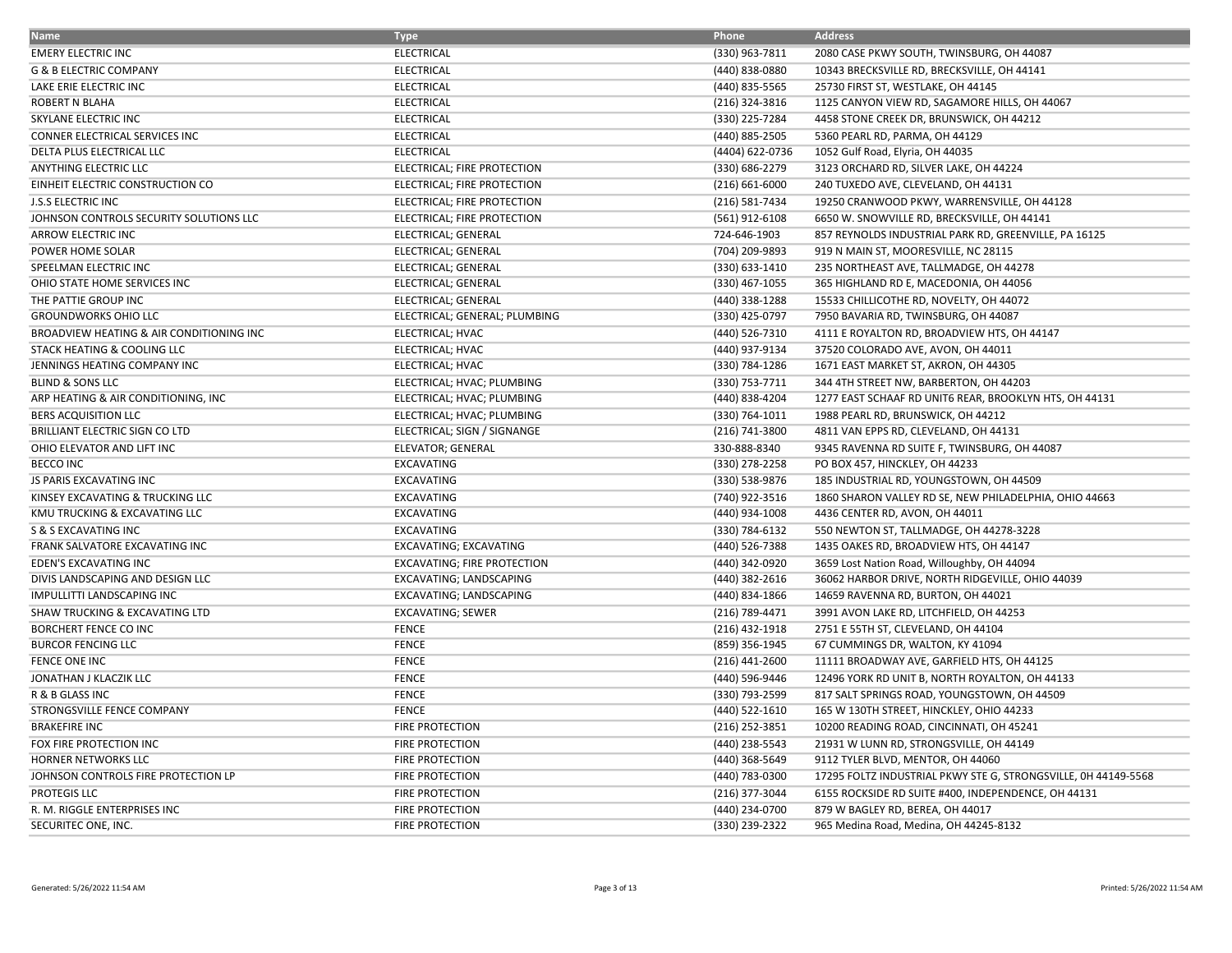| Name | Type | Phone | Address |
| --- | --- | --- | --- |
| EMERY ELECTRIC INC | ELECTRICAL | (330) 963-7811 | 2080 CASE PKWY SOUTH, TWINSBURG, OH 44087 |
| G & B ELECTRIC COMPANY | ELECTRICAL | (440) 838-0880 | 10343 BRECKSVILLE RD, BRECKSVILLE, OH 44141 |
| LAKE ERIE ELECTRIC INC | ELECTRICAL | (440) 835-5565 | 25730 FIRST ST, WESTLAKE, OH 44145 |
| ROBERT N BLAHA | ELECTRICAL | (216) 324-3816 | 1125 CANYON VIEW RD, SAGAMORE HILLS, OH 44067 |
| SKYLANE ELECTRIC INC | ELECTRICAL | (330) 225-7284 | 4458 STONE CREEK DR, BRUNSWICK, OH 44212 |
| CONNER ELECTRICAL SERVICES INC | ELECTRICAL | (440) 885-2505 | 5360 PEARL RD, PARMA, OH 44129 |
| DELTA PLUS ELECTRICAL LLC | ELECTRICAL | (4404) 622-0736 | 1052 Gulf Road, Elyria, OH 44035 |
| ANYTHING ELECTRIC LLC | ELECTRICAL; FIRE PROTECTION | (330) 686-2279 | 3123 ORCHARD RD, SILVER LAKE, OH 44224 |
| EINHEIT ELECTRIC CONSTRUCTION CO | ELECTRICAL; FIRE PROTECTION | (216) 661-6000 | 240 TUXEDO AVE, CLEVELAND, OH 44131 |
| J.S.S ELECTRIC INC | ELECTRICAL; FIRE PROTECTION | (216) 581-7434 | 19250 CRANWOOD PKWY, WARRENSVILLE, OH 44128 |
| JOHNSON CONTROLS SECURITY SOLUTIONS LLC | ELECTRICAL; FIRE PROTECTION | (561) 912-6108 | 6650 W. SNOWVILLE RD, BRECKSVILLE, OH 44141 |
| ARROW ELECTRIC INC | ELECTRICAL; GENERAL | 724-646-1903 | 857 REYNOLDS INDUSTRIAL PARK RD, GREENVILLE, PA 16125 |
| POWER HOME SOLAR | ELECTRICAL; GENERAL | (704) 209-9893 | 919 N MAIN ST, MOORESVILLE, NC 28115 |
| SPEELMAN ELECTRIC INC | ELECTRICAL; GENERAL | (330) 633-1410 | 235 NORTHEAST AVE, TALLMADGE, OH 44278 |
| OHIO STATE HOME SERVICES INC | ELECTRICAL; GENERAL | (330) 467-1055 | 365 HIGHLAND RD E, MACEDONIA, OH 44056 |
| THE PATTIE GROUP INC | ELECTRICAL; GENERAL | (440) 338-1288 | 15533 CHILLICOTHE RD, NOVELTY, OH 44072 |
| GROUNDWORKS OHIO LLC | ELECTRICAL; GENERAL; PLUMBING | (330) 425-0797 | 7950 BAVARIA RD, TWINSBURG, OH 44087 |
| BROADVIEW HEATING & AIR CONDITIONING INC | ELECTRICAL; HVAC | (440) 526-7310 | 4111 E ROYALTON RD, BROADVIEW HTS, OH 44147 |
| STACK HEATING & COOLING LLC | ELECTRICAL; HVAC | (440) 937-9134 | 37520 COLORADO AVE, AVON, OH 44011 |
| JENNINGS HEATING COMPANY INC | ELECTRICAL; HVAC | (330) 784-1286 | 1671 EAST MARKET ST, AKRON, OH 44305 |
| BLIND & SONS LLC | ELECTRICAL; HVAC; PLUMBING | (330) 753-7711 | 344 4TH STREET NW, BARBERTON, OH 44203 |
| ARP HEATING & AIR CONDITIONING, INC | ELECTRICAL; HVAC; PLUMBING | (440) 838-4204 | 1277 EAST SCHAAF RD UNIT6 REAR, BROOKLYN HTS, OH 44131 |
| BERS ACQUISITION LLC | ELECTRICAL; HVAC; PLUMBING | (330) 764-1011 | 1988 PEARL RD, BRUNSWICK, OH 44212 |
| BRILLIANT ELECTRIC SIGN CO LTD | ELECTRICAL; SIGN / SIGNANGE | (216) 741-3800 | 4811 VAN EPPS RD, CLEVELAND, OH 44131 |
| OHIO ELEVATOR AND LIFT INC | ELEVATOR; GENERAL | 330-888-8340 | 9345 RAVENNA RD SUITE F, TWINSBURG, OH 44087 |
| BECCO INC | EXCAVATING | (330) 278-2258 | PO BOX 457, HINCKLEY, OH 44233 |
| JS PARIS EXCAVATING INC | EXCAVATING | (330) 538-9876 | 185 INDUSTRIAL RD, YOUNGSTOWN, OH 44509 |
| KINSEY EXCAVATING & TRUCKING LLC | EXCAVATING | (740) 922-3516 | 1860 SHARON VALLEY RD SE, NEW PHILADELPHIA, OHIO 44663 |
| KMU TRUCKING & EXCAVATING LLC | EXCAVATING | (440) 934-1008 | 4436 CENTER RD, AVON, OH 44011 |
| S & S EXCAVATING INC | EXCAVATING | (330) 784-6132 | 550 NEWTON ST, TALLMADGE, OH 44278-3228 |
| FRANK SALVATORE EXCAVATING INC | EXCAVATING; EXCAVATING | (440) 526-7388 | 1435 OAKES RD, BROADVIEW HTS, OH 44147 |
| EDEN'S EXCAVATING INC | EXCAVATING; FIRE PROTECTION | (440) 342-0920 | 3659 Lost Nation Road, Willoughby, OH 44094 |
| DIVIS LANDSCAPING AND DESIGN LLC | EXCAVATING; LANDSCAPING | (440) 382-2616 | 36062 HARBOR DRIVE, NORTH RIDGEVILLE, OHIO 44039 |
| IMPULLITTI LANDSCAPING INC | EXCAVATING; LANDSCAPING | (440) 834-1866 | 14659 RAVENNA RD, BURTON, OH 44021 |
| SHAW TRUCKING & EXCAVATING LTD | EXCAVATING; SEWER | (216) 789-4471 | 3991 AVON LAKE RD, LITCHFIELD, OH 44253 |
| BORCHERT FENCE CO INC | FENCE | (216) 432-1918 | 2751 E 55TH ST, CLEVELAND, OH 44104 |
| BURCOR FENCING LLC | FENCE | (859) 356-1945 | 67 CUMMINGS DR, WALTON, KY 41094 |
| FENCE ONE INC | FENCE | (216) 441-2600 | 11111 BROADWAY AVE, GARFIELD HTS, OH 44125 |
| JONATHAN J KLACZIK LLC | FENCE | (440) 596-9446 | 12496 YORK RD UNIT B, NORTH ROYALTON, OH 44133 |
| R & B GLASS INC | FENCE | (330) 793-2599 | 817 SALT SPRINGS ROAD, YOUNGSTOWN, OH 44509 |
| STRONGSVILLE FENCE COMPANY | FENCE | (440) 522-1610 | 165 W 130TH STREET, HINCKLEY, OHIO 44233 |
| BRAKEFIRE INC | FIRE PROTECTION | (216) 252-3851 | 10200 READING ROAD, CINCINNATI, OH 45241 |
| FOX FIRE PROTECTION INC | FIRE PROTECTION | (440) 238-5543 | 21931 W LUNN RD, STRONGSVILLE, OH 44149 |
| HORNER NETWORKS LLC | FIRE PROTECTION | (440) 368-5649 | 9112 TYLER BLVD, MENTOR, OH 44060 |
| JOHNSON CONTROLS FIRE PROTECTION LP | FIRE PROTECTION | (440) 783-0300 | 17295 FOLTZ INDUSTRIAL PKWY STE G, STRONGSVILLE, 0H 44149-5568 |
| PROTEGIS LLC | FIRE PROTECTION | (216) 377-3044 | 6155 ROCKSIDE RD SUITE #400, INDEPENDENCE, OH 44131 |
| R. M. RIGGLE ENTERPRISES INC | FIRE PROTECTION | (440) 234-0700 | 879 W BAGLEY RD, BEREA, OH 44017 |
| SECURITEC ONE, INC. | FIRE PROTECTION | (330) 239-2322 | 965 Medina Road, Medina, OH 44245-8132 |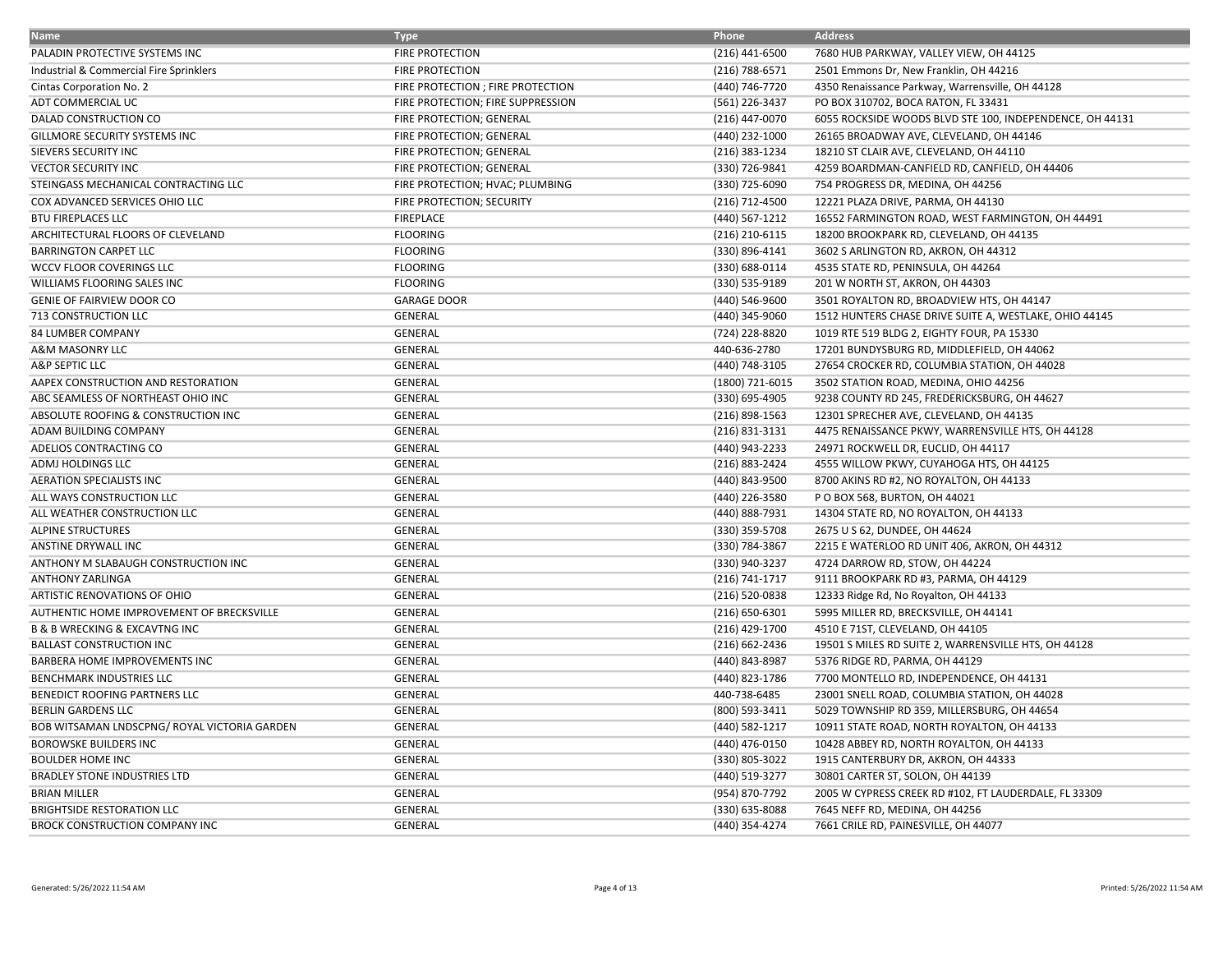| Name | Type | Phone | Address |
|---|---|---|---|
| PALADIN PROTECTIVE SYSTEMS INC | FIRE PROTECTION | (216) 441-6500 | 7680 HUB PARKWAY, VALLEY VIEW, OH 44125 |
| Industrial & Commercial Fire Sprinklers | FIRE PROTECTION | (216) 788-6571 | 2501 Emmons Dr, New Franklin, OH 44216 |
| Cintas Corporation No. 2 | FIRE PROTECTION ; FIRE PROTECTION | (440) 746-7720 | 4350 Renaissance Parkway, Warrensville, OH 44128 |
| ADT COMMERCIAL UC | FIRE PROTECTION; FIRE SUPPRESSION | (561) 226-3437 | PO BOX 310702, BOCA RATON, FL 33431 |
| DALAD CONSTRUCTION CO | FIRE PROTECTION; GENERAL | (216) 447-0070 | 6055 ROCKSIDE WOODS BLVD STE 100, INDEPENDENCE, OH 44131 |
| GILLMORE SECURITY SYSTEMS INC | FIRE PROTECTION; GENERAL | (440) 232-1000 | 26165 BROADWAY AVE, CLEVELAND, OH 44146 |
| SIEVERS SECURITY INC | FIRE PROTECTION; GENERAL | (216) 383-1234 | 18210 ST CLAIR AVE, CLEVELAND, OH 44110 |
| VECTOR SECURITY INC | FIRE PROTECTION; GENERAL | (330) 726-9841 | 4259 BOARDMAN-CANFIELD RD, CANFIELD, OH 44406 |
| STEINGASS MECHANICAL CONTRACTING LLC | FIRE PROTECTION; HVAC; PLUMBING | (330) 725-6090 | 754 PROGRESS DR, MEDINA, OH 44256 |
| COX ADVANCED SERVICES OHIO LLC | FIRE PROTECTION; SECURITY | (216) 712-4500 | 12221 PLAZA DRIVE, PARMA, OH 44130 |
| BTU FIREPLACES LLC | FIREPLACE | (440) 567-1212 | 16552 FARMINGTON ROAD, WEST FARMINGTON, OH 44491 |
| ARCHITECTURAL FLOORS OF CLEVELAND | FLOORING | (216) 210-6115 | 18200 BROOKPARK RD, CLEVELAND, OH 44135 |
| BARRINGTON CARPET LLC | FLOORING | (330) 896-4141 | 3602 S ARLINGTON RD, AKRON, OH 44312 |
| WCCV FLOOR COVERINGS LLC | FLOORING | (330) 688-0114 | 4535 STATE RD, PENINSULA, OH 44264 |
| WILLIAMS FLOORING SALES INC | FLOORING | (330) 535-9189 | 201 W NORTH ST, AKRON, OH 44303 |
| GENIE OF FAIRVIEW DOOR CO | GARAGE DOOR | (440) 546-9600 | 3501 ROYALTON RD, BROADVIEW HTS, OH 44147 |
| 713 CONSTRUCTION LLC | GENERAL | (440) 345-9060 | 1512 HUNTERS CHASE DRIVE SUITE A, WESTLAKE, OHIO 44145 |
| 84 LUMBER COMPANY | GENERAL | (724) 228-8820 | 1019 RTE 519 BLDG 2, EIGHTY FOUR, PA 15330 |
| A&M MASONRY LLC | GENERAL | 440-636-2780 | 17201 BUNDYSBURG RD, MIDDLEFIELD, OH 44062 |
| A&P SEPTIC LLC | GENERAL | (440) 748-3105 | 27654 CROCKER RD, COLUMBIA STATION, OH 44028 |
| AAPEX CONSTRUCTION AND RESTORATION | GENERAL | (1800) 721-6015 | 3502 STATION ROAD, MEDINA, OHIO 44256 |
| ABC SEAMLESS OF NORTHEAST OHIO INC | GENERAL | (330) 695-4905 | 9238 COUNTY RD 245, FREDERICKSBURG, OH 44627 |
| ABSOLUTE ROOFING & CONSTRUCTION INC | GENERAL | (216) 898-1563 | 12301 SPRECHER AVE, CLEVELAND, OH 44135 |
| ADAM BUILDING COMPANY | GENERAL | (216) 831-3131 | 4475 RENAISSANCE PKWY, WARRENSVILLE HTS, OH 44128 |
| ADELIOS CONTRACTING CO | GENERAL | (440) 943-2233 | 24971 ROCKWELL DR, EUCLID, OH 44117 |
| ADMJ HOLDINGS LLC | GENERAL | (216) 883-2424 | 4555 WILLOW PKWY, CUYAHOGA HTS, OH 44125 |
| AERATION SPECIALISTS INC | GENERAL | (440) 843-9500 | 8700 AKINS RD #2, NO ROYALTON, OH 44133 |
| ALL WAYS CONSTRUCTION LLC | GENERAL | (440) 226-3580 | P O BOX 568, BURTON, OH 44021 |
| ALL WEATHER CONSTRUCTION LLC | GENERAL | (440) 888-7931 | 14304 STATE RD, NO ROYALTON, OH 44133 |
| ALPINE STRUCTURES | GENERAL | (330) 359-5708 | 2675 U S 62, DUNDEE, OH 44624 |
| ANSTINE DRYWALL INC | GENERAL | (330) 784-3867 | 2215 E WATERLOO RD UNIT 406, AKRON, OH 44312 |
| ANTHONY M SLABAUGH CONSTRUCTION INC | GENERAL | (330) 940-3237 | 4724 DARROW RD, STOW, OH 44224 |
| ANTHONY ZARLINGA | GENERAL | (216) 741-1717 | 9111 BROOKPARK RD #3, PARMA, OH 44129 |
| ARTISTIC RENOVATIONS OF OHIO | GENERAL | (216) 520-0838 | 12333 Ridge Rd, No Royalton, OH 44133 |
| AUTHENTIC HOME IMPROVEMENT OF BRECKSVILLE | GENERAL | (216) 650-6301 | 5995 MILLER RD, BRECKSVILLE, OH 44141 |
| B & B WRECKING & EXCAVTNG INC | GENERAL | (216) 429-1700 | 4510 E 71ST, CLEVELAND, OH 44105 |
| BALLAST CONSTRUCTION INC | GENERAL | (216) 662-2436 | 19501 S MILES RD SUITE 2, WARRENSVILLE HTS, OH 44128 |
| BARBERA HOME IMPROVEMENTS INC | GENERAL | (440) 843-8987 | 5376 RIDGE RD, PARMA, OH 44129 |
| BENCHMARK INDUSTRIES LLC | GENERAL | (440) 823-1786 | 7700 MONTELLO RD, INDEPENDENCE, OH 44131 |
| BENEDICT ROOFING PARTNERS LLC | GENERAL | 440-738-6485 | 23001 SNELL ROAD, COLUMBIA STATION, OH 44028 |
| BERLIN GARDENS LLC | GENERAL | (800) 593-3411 | 5029 TOWNSHIP RD 359, MILLERSBURG, OH 44654 |
| BOB WITSAMAN LNDSCPNG/ ROYAL VICTORIA GARDEN | GENERAL | (440) 582-1217 | 10911 STATE ROAD, NORTH ROYALTON, OH 44133 |
| BOROWSKE BUILDERS INC | GENERAL | (440) 476-0150 | 10428 ABBEY RD, NORTH ROYALTON, OH 44133 |
| BOULDER HOME INC | GENERAL | (330) 805-3022 | 1915 CANTERBURY DR, AKRON, OH 44333 |
| BRADLEY STONE INDUSTRIES LTD | GENERAL | (440) 519-3277 | 30801 CARTER ST, SOLON, OH 44139 |
| BRIAN MILLER | GENERAL | (954) 870-7792 | 2005 W CYPRESS CREEK RD #102, FT LAUDERDALE, FL 33309 |
| BRIGHTSIDE RESTORATION LLC | GENERAL | (330) 635-8088 | 7645 NEFF RD, MEDINA, OH 44256 |
| BROCK CONSTRUCTION COMPANY INC | GENERAL | (440) 354-4274 | 7661 CRILE RD, PAINESVILLE, OH 44077 |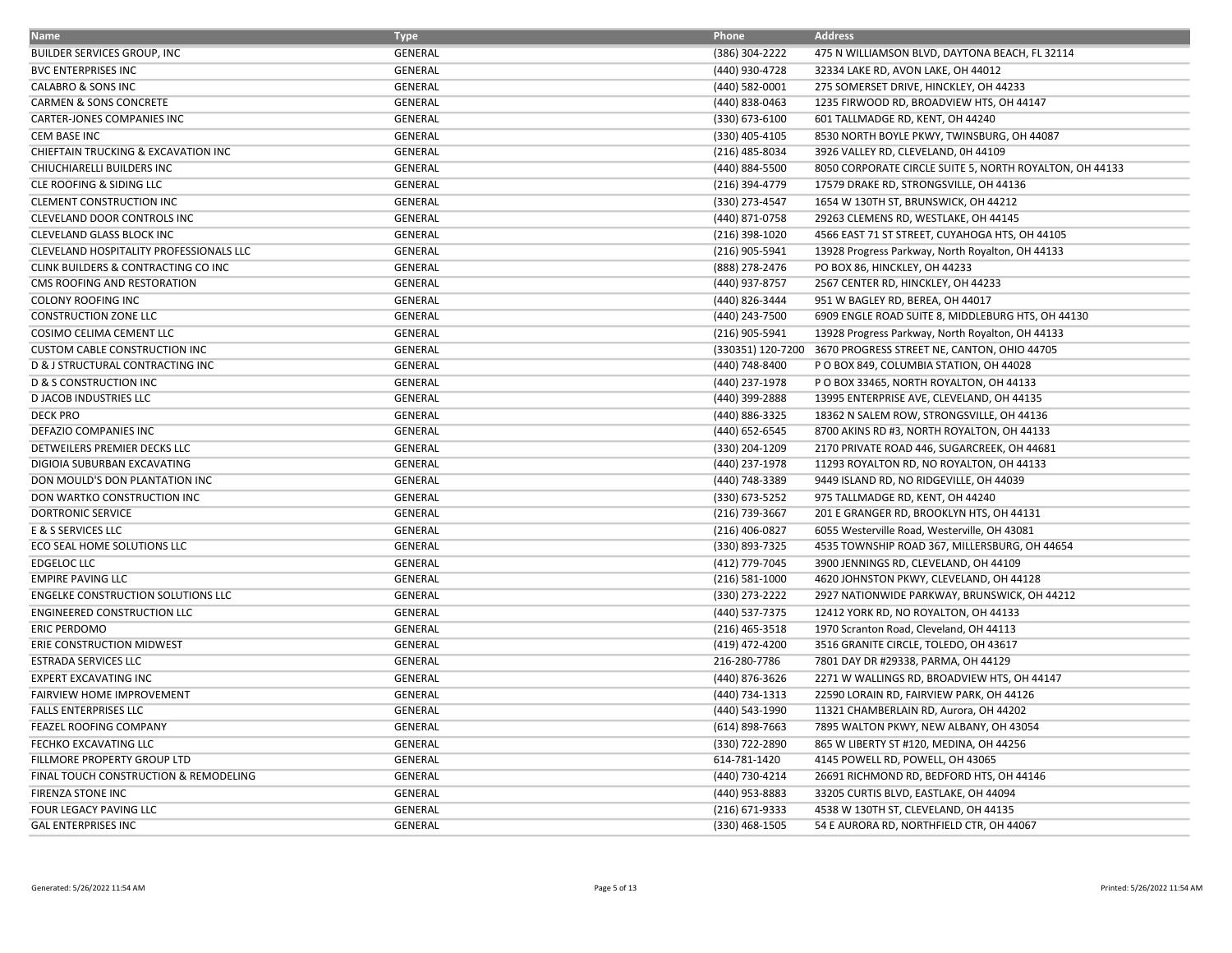| Name | Type | Phone | Address |
|---|---|---|---|
| BUILDER SERVICES GROUP, INC | GENERAL | (386) 304-2222 | 475 N WILLIAMSON BLVD, DAYTONA BEACH, FL 32114 |
| BVC ENTERPRISES INC | GENERAL | (440) 930-4728 | 32334 LAKE RD, AVON LAKE, OH 44012 |
| CALABRO & SONS INC | GENERAL | (440) 582-0001 | 275 SOMERSET DRIVE, HINCKLEY, OH 44233 |
| CARMEN & SONS CONCRETE | GENERAL | (440) 838-0463 | 1235 FIRWOOD RD, BROADVIEW HTS, OH 44147 |
| CARTER-JONES COMPANIES INC | GENERAL | (330) 673-6100 | 601 TALLMADGE RD, KENT, OH 44240 |
| CEM BASE INC | GENERAL | (330) 405-4105 | 8530 NORTH BOYLE PKWY, TWINSBURG, OH 44087 |
| CHIEFTAIN TRUCKING & EXCAVATION INC | GENERAL | (216) 485-8034 | 3926 VALLEY RD, CLEVELAND, 0H 44109 |
| CHIUCHIARELLI BUILDERS INC | GENERAL | (440) 884-5500 | 8050 CORPORATE CIRCLE SUITE 5, NORTH ROYALTON, OH 44133 |
| CLE ROOFING & SIDING LLC | GENERAL | (216) 394-4779 | 17579 DRAKE RD, STRONGSVILLE, OH 44136 |
| CLEMENT CONSTRUCTION INC | GENERAL | (330) 273-4547 | 1654 W 130TH ST, BRUNSWICK, OH 44212 |
| CLEVELAND DOOR CONTROLS INC | GENERAL | (440) 871-0758 | 29263 CLEMENS RD, WESTLAKE, OH 44145 |
| CLEVELAND GLASS BLOCK INC | GENERAL | (216) 398-1020 | 4566 EAST 71 ST STREET, CUYAHOGA HTS, OH 44105 |
| CLEVELAND HOSPITALITY PROFESSIONALS LLC | GENERAL | (216) 905-5941 | 13928 Progress Parkway, North Royalton, OH 44133 |
| CLINK BUILDERS & CONTRACTING CO INC | GENERAL | (888) 278-2476 | PO BOX 86, HINCKLEY, OH 44233 |
| CMS ROOFING AND RESTORATION | GENERAL | (440) 937-8757 | 2567 CENTER RD, HINCKLEY, OH 44233 |
| COLONY ROOFING INC | GENERAL | (440) 826-3444 | 951 W BAGLEY RD, BEREA, OH 44017 |
| CONSTRUCTION ZONE LLC | GENERAL | (440) 243-7500 | 6909 ENGLE ROAD SUITE 8, MIDDLEBURG HTS, OH 44130 |
| COSIMO CELIMA CEMENT LLC | GENERAL | (216) 905-5941 | 13928 Progress Parkway, North Royalton, OH 44133 |
| CUSTOM CABLE CONSTRUCTION INC | GENERAL | (330351) 120-7200 | 3670 PROGRESS STREET NE, CANTON, OHIO 44705 |
| D & J STRUCTURAL CONTRACTING INC | GENERAL | (440) 748-8400 | P O BOX 849, COLUMBIA STATION, OH 44028 |
| D & S CONSTRUCTION INC | GENERAL | (440) 237-1978 | P O BOX 33465, NORTH ROYALTON, OH 44133 |
| D JACOB INDUSTRIES LLC | GENERAL | (440) 399-2888 | 13995 ENTERPRISE AVE, CLEVELAND, OH 44135 |
| DECK PRO | GENERAL | (440) 886-3325 | 18362 N SALEM ROW, STRONGSVILLE, OH 44136 |
| DEFAZIO COMPANIES INC | GENERAL | (440) 652-6545 | 8700 AKINS RD #3, NORTH ROYALTON, OH 44133 |
| DETWEILERS PREMIER DECKS LLC | GENERAL | (330) 204-1209 | 2170 PRIVATE ROAD 446, SUGARCREEK, OH 44681 |
| DIGIOIA SUBURBAN EXCAVATING | GENERAL | (440) 237-1978 | 11293 ROYALTON RD, NO ROYALTON, OH 44133 |
| DON MOULD'S DON PLANTATION INC | GENERAL | (440) 748-3389 | 9449 ISLAND RD, NO RIDGEVILLE, OH 44039 |
| DON WARTKO CONSTRUCTION INC | GENERAL | (330) 673-5252 | 975 TALLMADGE RD, KENT, OH 44240 |
| DORTRONIC SERVICE | GENERAL | (216) 739-3667 | 201 E GRANGER RD, BROOKLYN HTS, OH 44131 |
| E & S SERVICES LLC | GENERAL | (216) 406-0827 | 6055 Westerville Road, Westerville, OH 43081 |
| ECO SEAL HOME SOLUTIONS LLC | GENERAL | (330) 893-7325 | 4535 TOWNSHIP ROAD 367, MILLERSBURG, OH 44654 |
| EDGELOC LLC | GENERAL | (412) 779-7045 | 3900 JENNINGS RD, CLEVELAND, OH 44109 |
| EMPIRE PAVING LLC | GENERAL | (216) 581-1000 | 4620 JOHNSTON PKWY, CLEVELAND, OH 44128 |
| ENGELKE CONSTRUCTION SOLUTIONS LLC | GENERAL | (330) 273-2222 | 2927 NATIONWIDE PARKWAY, BRUNSWICK, OH 44212 |
| ENGINEERED CONSTRUCTION LLC | GENERAL | (440) 537-7375 | 12412 YORK RD, NO ROYALTON, OH 44133 |
| ERIC PERDOMO | GENERAL | (216) 465-3518 | 1970 Scranton Road, Cleveland, OH 44113 |
| ERIE CONSTRUCTION MIDWEST | GENERAL | (419) 472-4200 | 3516 GRANITE CIRCLE, TOLEDO, OH 43617 |
| ESTRADA SERVICES LLC | GENERAL | 216-280-7786 | 7801 DAY DR #29338, PARMA, OH 44129 |
| EXPERT EXCAVATING INC | GENERAL | (440) 876-3626 | 2271 W WALLINGS RD, BROADVIEW HTS, OH 44147 |
| FAIRVIEW HOME IMPROVEMENT | GENERAL | (440) 734-1313 | 22590 LORAIN RD, FAIRVIEW PARK, OH 44126 |
| FALLS ENTERPRISES LLC | GENERAL | (440) 543-1990 | 11321 CHAMBERLAIN RD, Aurora, OH 44202 |
| FEAZEL ROOFING COMPANY | GENERAL | (614) 898-7663 | 7895 WALTON PKWY, NEW ALBANY, OH 43054 |
| FECHKO EXCAVATING LLC | GENERAL | (330) 722-2890 | 865 W LIBERTY ST #120, MEDINA, OH 44256 |
| FILLMORE PROPERTY GROUP LTD | GENERAL | 614-781-1420 | 4145 POWELL RD, POWELL, OH 43065 |
| FINAL TOUCH CONSTRUCTION & REMODELING | GENERAL | (440) 730-4214 | 26691 RICHMOND RD, BEDFORD HTS, OH 44146 |
| FIRENZA STONE INC | GENERAL | (440) 953-8883 | 33205 CURTIS BLVD, EASTLAKE, OH 44094 |
| FOUR LEGACY PAVING LLC | GENERAL | (216) 671-9333 | 4538 W 130TH ST, CLEVELAND, OH 44135 |
| GAL ENTERPRISES INC | GENERAL | (330) 468-1505 | 54 E AURORA RD, NORTHFIELD CTR, OH 44067 |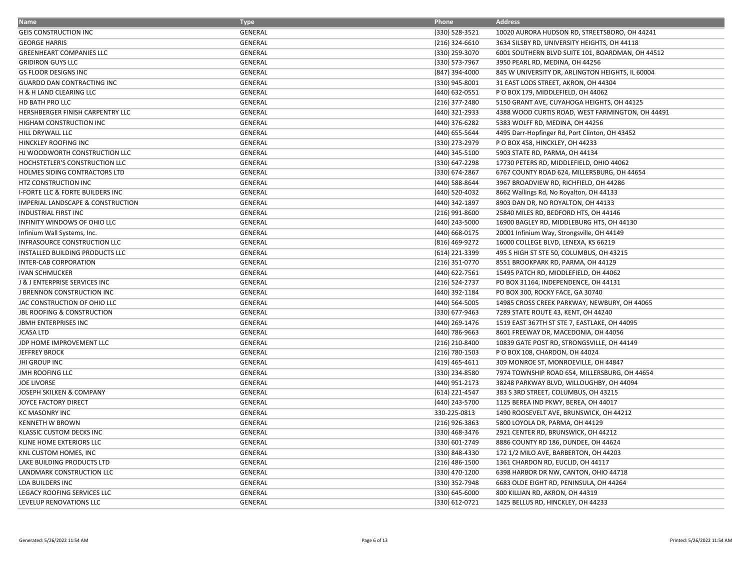| Name | Type | Phone | Address |
| --- | --- | --- | --- |
| GEIS CONSTRUCTION INC | GENERAL | (330) 528-3521 | 10020 AURORA HUDSON RD, STREETSBORO, OH 44241 |
| GEORGE HARRIS | GENERAL | (216) 324-6610 | 3634 SILSBY RD, UNIVERSITY HEIGHTS, OH 44118 |
| GREENHEART COMPANIES LLC | GENERAL | (330) 259-3070 | 6001 SOUTHERN BLVD SUITE 101, BOARDMAN, OH 44512 |
| GRIDIRON GUYS LLC | GENERAL | (330) 573-7967 | 3950 PEARL RD, MEDINA, OH 44256 |
| GS FLOOR DESIGNS INC | GENERAL | (847) 394-4000 | 845 W UNIVERSITY DR, ARLINGTON HEIGHTS, IL 60004 |
| GUARDO DAN CONTRACTING INC | GENERAL | (330) 945-8001 | 31 EAST LODS STREET, AKRON, OH 44304 |
| H & H LAND CLEARING LLC | GENERAL | (440) 632-0551 | P O BOX 179, MIDDLEFIELD, OH 44062 |
| HD BATH PRO LLC | GENERAL | (216) 377-2480 | 5150 GRANT AVE, CUYAHOGA HEIGHTS, OH 44125 |
| HERSHBERGER FINISH CARPENTRY LLC | GENERAL | (440) 321-2933 | 4388 WOOD CURTIS ROAD, WEST FARMINGTON, OH 44491 |
| HIGHAM CONSTRUCTION INC | GENERAL | (440) 376-6282 | 5383 WOLFF RD, MEDINA, OH 44256 |
| HILL DRYWALL LLC | GENERAL | (440) 655-5644 | 4495 Darr-Hopfinger Rd, Port Clinton, OH 43452 |
| HINCKLEY ROOFING INC | GENERAL | (330) 273-2979 | P O BOX 458, HINCKLEY, OH 44233 |
| HJ WOODWORTH CONSTRUCTION LLC | GENERAL | (440) 345-5100 | 5903 STATE RD, PARMA, OH 44134 |
| HOCHSTETLER'S CONSTRUCTION LLC | GENERAL | (330) 647-2298 | 17730 PETERS RD, MIDDLEFIELD, OHIO 44062 |
| HOLMES SIDING CONTRACTORS LTD | GENERAL | (330) 674-2867 | 6767 COUNTY ROAD 624, MILLERSBURG, OH 44654 |
| HTZ CONSTRUCTION INC | GENERAL | (440) 588-8644 | 3967 BROADVIEW RD, RICHFIELD, OH 44286 |
| I-FORTE LLC & FORTE BUILDERS INC | GENERAL | (440) 520-4032 | 8662 Wallings Rd, No Royalton, OH 44133 |
| IMPERIAL LANDSCAPE & CONSTRUCTION | GENERAL | (440) 342-1897 | 8903 DAN DR, NO ROYALTON, OH 44133 |
| INDUSTRIAL FIRST INC | GENERAL | (216) 991-8600 | 25840 MILES RD, BEDFORD HTS, OH 44146 |
| INFINITY WINDOWS OF OHIO LLC | GENERAL | (440) 243-5000 | 16900 BAGLEY RD, MIDDLEBURG HTS, OH 44130 |
| Infinium Wall Systems, Inc. | GENERAL | (440) 668-0175 | 20001 Infinium Way, Strongsville, OH 44149 |
| INFRASOURCE CONSTRUCTION LLC | GENERAL | (816) 469-9272 | 16000 COLLEGE BLVD, LENEXA, KS 66219 |
| INSTALLED BUILDING PRODUCTS LLC | GENERAL | (614) 221-3399 | 495 S HIGH ST STE 50, COLUMBUS, OH 43215 |
| INTER-CAB CORPORATION | GENERAL | (216) 351-0770 | 8551 BROOKPARK RD, PARMA, OH 44129 |
| IVAN SCHMUCKER | GENERAL | (440) 622-7561 | 15495 PATCH RD, MIDDLEFIELD, OH 44062 |
| J & J ENTERPRISE SERVICES INC | GENERAL | (216) 524-2737 | PO BOX 31164, INDEPENDENCE, OH 44131 |
| J BRENNON CONSTRUCTION INC | GENERAL | (440) 392-1184 | PO BOX 300, ROCKY FACE, GA 30740 |
| JAC CONSTRUCTION OF OHIO LLC | GENERAL | (440) 564-5005 | 14985 CROSS CREEK PARKWAY, NEWBURY, OH 44065 |
| JBL ROOFING & CONSTRUCTION | GENERAL | (330) 677-9463 | 7289 STATE ROUTE 43, KENT, OH 44240 |
| JBMH ENTERPRISES INC | GENERAL | (440) 269-1476 | 1519 EAST 367TH ST STE 7, EASTLAKE, OH 44095 |
| JCASA LTD | GENERAL | (440) 786-9663 | 8601 FREEWAY DR, MACEDONIA, OH 44056 |
| JDP HOME IMPROVEMENT LLC | GENERAL | (216) 210-8400 | 10839 GATE POST RD, STRONGSVILLE, OH 44149 |
| JEFFREY BROCK | GENERAL | (216) 780-1503 | P O BOX 108, CHARDON, OH 44024 |
| JHI GROUP INC | GENERAL | (419) 465-4611 | 309 MONROE ST, MONROEVILLE, OH 44847 |
| JMH ROOFING LLC | GENERAL | (330) 234-8580 | 7974 TOWNSHIP ROAD 654, MILLERSBURG, OH 44654 |
| JOE LIVORSE | GENERAL | (440) 951-2173 | 38248 PARKWAY BLVD, WILLOUGHBY, OH 44094 |
| JOSEPH SKILKEN & COMPANY | GENERAL | (614) 221-4547 | 383 S 3RD STREET, COLUMBUS, OH 43215 |
| JOYCE FACTORY DIRECT | GENERAL | (440) 243-5700 | 1125 BEREA IND PKWY, BEREA, OH 44017 |
| KC MASONRY INC | GENERAL | 330-225-0813 | 1490 ROOSEVELT AVE, BRUNSWICK, OH 44212 |
| KENNETH W BROWN | GENERAL | (216) 926-3863 | 5800 LOYOLA DR, PARMA, OH 44129 |
| KLASSIC CUSTOM DECKS INC | GENERAL | (330) 468-3476 | 2921 CENTER RD, BRUNSWICK, OH 44212 |
| KLINE HOME EXTERIORS LLC | GENERAL | (330) 601-2749 | 8886 COUNTY RD 186, DUNDEE, OH 44624 |
| KNL CUSTOM HOMES, INC | GENERAL | (330) 848-4330 | 172 1/2 MILO AVE, BARBERTON, OH 44203 |
| LAKE BUILDING PRODUCTS LTD | GENERAL | (216) 486-1500 | 1361 CHARDON RD, EUCLID, OH 44117 |
| LANDMARK CONSTRUCTION LLC | GENERAL | (330) 470-1200 | 6398 HARBOR DR NW, CANTON, OHIO 44718 |
| LDA BUILDERS INC | GENERAL | (330) 352-7948 | 6683 OLDE EIGHT RD, PENINSULA, OH 44264 |
| LEGACY ROOFING SERVICES LLC | GENERAL | (330) 645-6000 | 800 KILLIAN RD, AKRON, OH 44319 |
| LEVELUP RENOVATIONS LLC | GENERAL | (330) 612-0721 | 1425 BELLUS RD, HINCKLEY, OH 44233 |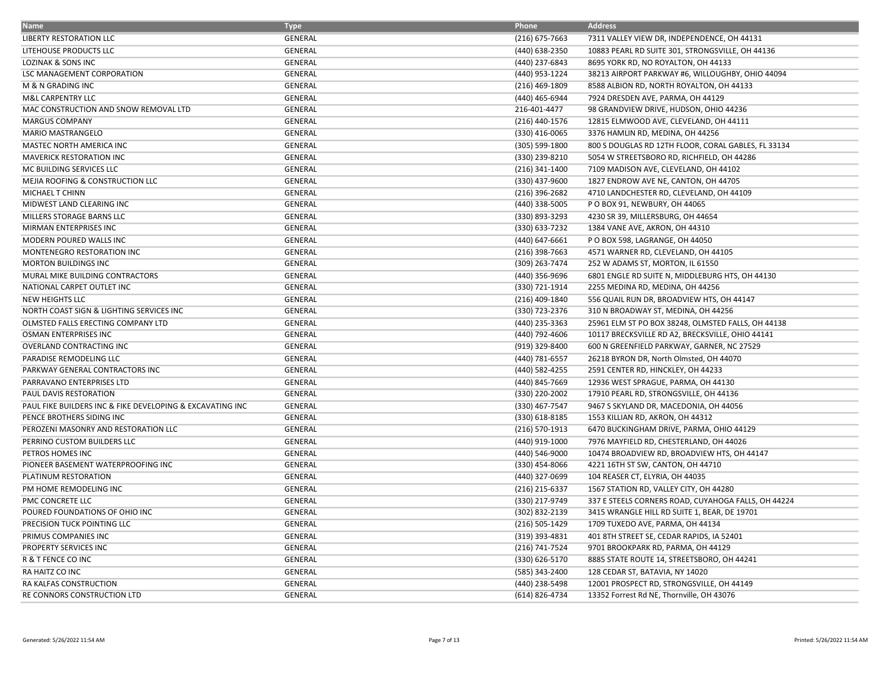| Name | Type | Phone | Address |
|---|---|---|---|
| LIBERTY RESTORATION LLC | GENERAL | (216) 675-7663 | 7311 VALLEY VIEW DR, INDEPENDENCE, OH 44131 |
| LITEHOUSE PRODUCTS LLC | GENERAL | (440) 638-2350 | 10883 PEARL RD SUITE 301, STRONGSVILLE, OH 44136 |
| LOZINAK & SONS INC | GENERAL | (440) 237-6843 | 8695 YORK RD, NO ROYALTON, OH 44133 |
| LSC MANAGEMENT CORPORATION | GENERAL | (440) 953-1224 | 38213 AIRPORT PARKWAY #6, WILLOUGHBY, OHIO 44094 |
| M & N GRADING INC | GENERAL | (216) 469-1809 | 8588 ALBION RD, NORTH ROYALTON, OH 44133 |
| M&L CARPENTRY LLC | GENERAL | (440) 465-6944 | 7924 DRESDEN AVE, PARMA, OH 44129 |
| MAC CONSTRUCTION AND SNOW REMOVAL LTD | GENERAL | 216-401-4477 | 98 GRANDVIEW DRIVE, HUDSON, OHIO 44236 |
| MARGUS COMPANY | GENERAL | (216) 440-1576 | 12815 ELMWOOD AVE, CLEVELAND, OH 44111 |
| MARIO MASTRANGELO | GENERAL | (330) 416-0065 | 3376 HAMLIN RD, MEDINA, OH 44256 |
| MASTEC NORTH AMERICA INC | GENERAL | (305) 599-1800 | 800 S DOUGLAS RD 12TH FLOOR, CORAL GABLES, FL 33134 |
| MAVERICK RESTORATION INC | GENERAL | (330) 239-8210 | 5054 W STREETSBORO RD, RICHFIELD, OH 44286 |
| MC BUILDING SERVICES LLC | GENERAL | (216) 341-1400 | 7109 MADISON AVE, CLEVELAND, OH 44102 |
| MEJIA ROOFING & CONSTRUCTION LLC | GENERAL | (330) 437-9600 | 1827 ENDROW AVE NE, CANTON, OH 44705 |
| MICHAEL T CHINN | GENERAL | (216) 396-2682 | 4710 LANDCHESTER RD, CLEVELAND, OH 44109 |
| MIDWEST LAND CLEARING INC | GENERAL | (440) 338-5005 | P O BOX 91, NEWBURY, OH 44065 |
| MILLERS STORAGE BARNS LLC | GENERAL | (330) 893-3293 | 4230 SR 39, MILLERSBURG, OH 44654 |
| MIRMAN ENTERPRISES INC | GENERAL | (330) 633-7232 | 1384 VANE AVE, AKRON, OH 44310 |
| MODERN POURED WALLS INC | GENERAL | (440) 647-6661 | P O BOX 598, LAGRANGE, OH 44050 |
| MONTENEGRO RESTORATION INC | GENERAL | (216) 398-7663 | 4571 WARNER RD, CLEVELAND, OH 44105 |
| MORTON BUILDINGS INC | GENERAL | (309) 263-7474 | 252 W ADAMS ST, MORTON, IL 61550 |
| MURAL MIKE BUILDING CONTRACTORS | GENERAL | (440) 356-9696 | 6801 ENGLE RD SUITE N, MIDDLEBURG HTS, OH 44130 |
| NATIONAL CARPET OUTLET INC | GENERAL | (330) 721-1914 | 2255 MEDINA RD, MEDINA, OH 44256 |
| NEW HEIGHTS LLC | GENERAL | (216) 409-1840 | 556 QUAIL RUN DR, BROADVIEW HTS, OH 44147 |
| NORTH COAST SIGN & LIGHTING SERVICES INC | GENERAL | (330) 723-2376 | 310 N BROADWAY ST, MEDINA, OH 44256 |
| OLMSTED FALLS ERECTING COMPANY LTD | GENERAL | (440) 235-3363 | 25961 ELM ST PO BOX 38248, OLMSTED FALLS, OH 44138 |
| OSMAN ENTERPRISES INC | GENERAL | (440) 792-4606 | 10117 BRECKSVILLE RD A2, BRECKSVILLE, OHIO 44141 |
| OVERLAND CONTRACTING INC | GENERAL | (919) 329-8400 | 600 N GREENFIELD PARKWAY, GARNER, NC 27529 |
| PARADISE REMODELING LLC | GENERAL | (440) 781-6557 | 26218 BYRON DR, North Olmsted, OH 44070 |
| PARKWAY GENERAL CONTRACTORS INC | GENERAL | (440) 582-4255 | 2591 CENTER RD, HINCKLEY, OH 44233 |
| PARRAVANO ENTERPRISES LTD | GENERAL | (440) 845-7669 | 12936 WEST SPRAGUE, PARMA, OH 44130 |
| PAUL DAVIS RESTORATION | GENERAL | (330) 220-2002 | 17910 PEARL RD, STRONGSVILLE, OH 44136 |
| PAUL FIKE BUILDERS INC & FIKE DEVELOPING & EXCAVATING INC | GENERAL | (330) 467-7547 | 9467 S SKYLAND DR, MACEDONIA, OH 44056 |
| PENCE BROTHERS SIDING INC | GENERAL | (330) 618-8185 | 1553 KILLIAN RD, AKRON, OH 44312 |
| PEROZENI MASONRY AND RESTORATION LLC | GENERAL | (216) 570-1913 | 6470 BUCKINGHAM DRIVE, PARMA, OHIO 44129 |
| PERRINO CUSTOM BUILDERS LLC | GENERAL | (440) 919-1000 | 7976 MAYFIELD RD, CHESTERLAND, OH 44026 |
| PETROS HOMES INC | GENERAL | (440) 546-9000 | 10474 BROADVIEW RD, BROADVIEW HTS, OH 44147 |
| PIONEER BASEMENT WATERPROOFING INC | GENERAL | (330) 454-8066 | 4221 16TH ST SW, CANTON, OH 44710 |
| PLATINUM RESTORATION | GENERAL | (440) 327-0699 | 104 REASER CT, ELYRIA, OH 44035 |
| PM HOME REMODELING INC | GENERAL | (216) 215-6337 | 1567 STATION RD, VALLEY CITY, OH 44280 |
| PMC CONCRETE LLC | GENERAL | (330) 217-9749 | 337 E STEELS CORNERS ROAD, CUYAHOGA FALLS, OH 44224 |
| POURED FOUNDATIONS OF OHIO INC | GENERAL | (302) 832-2139 | 3415 WRANGLE HILL RD SUITE 1, BEAR, DE 19701 |
| PRECISION TUCK POINTING LLC | GENERAL | (216) 505-1429 | 1709 TUXEDO AVE, PARMA, OH 44134 |
| PRIMUS COMPANIES INC | GENERAL | (319) 393-4831 | 401 8TH STREET SE, CEDAR RAPIDS, IA 52401 |
| PROPERTY SERVICES INC | GENERAL | (216) 741-7524 | 9701 BROOKPARK RD, PARMA, OH 44129 |
| R & T FENCE CO INC | GENERAL | (330) 626-5170 | 8885 STATE ROUTE 14, STREETSBORO, OH 44241 |
| RA HAITZ CO INC | GENERAL | (585) 343-2400 | 128 CEDAR ST, BATAVIA, NY 14020 |
| RA KALFAS CONSTRUCTION | GENERAL | (440) 238-5498 | 12001 PROSPECT RD, STRONGSVILLE, OH 44149 |
| RE CONNORS CONSTRUCTION LTD | GENERAL | (614) 826-4734 | 13352 Forrest Rd NE, Thornville, OH 43076 |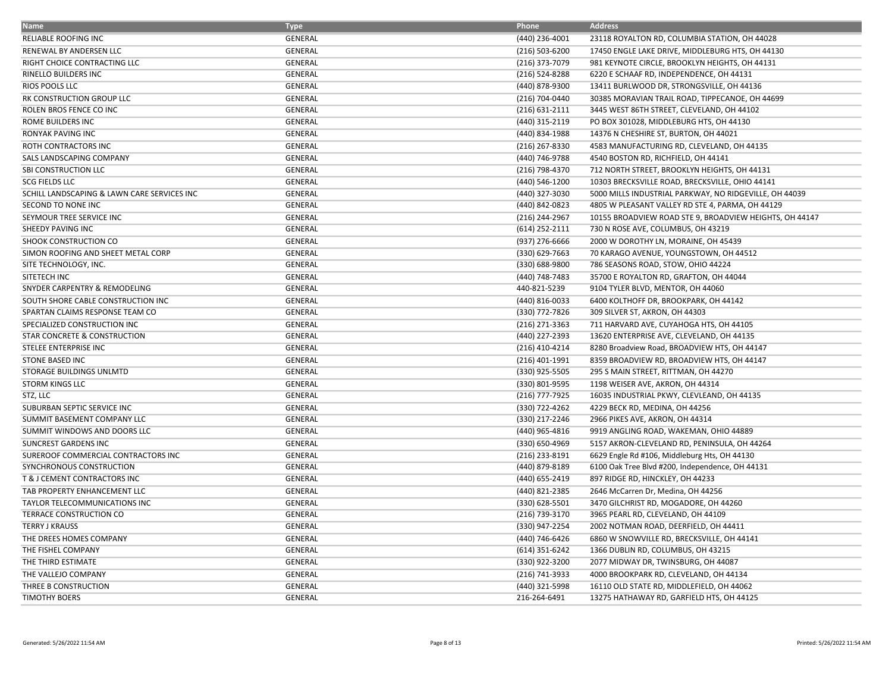| Name | Type | Phone | Address |
|---|---|---|---|
| RELIABLE ROOFING INC | GENERAL | (440) 236-4001 | 23118 ROYALTON RD, COLUMBIA STATION, OH 44028 |
| RENEWAL BY ANDERSEN LLC | GENERAL | (216) 503-6200 | 17450 ENGLE LAKE DRIVE, MIDDLEBURG HTS, OH 44130 |
| RIGHT CHOICE CONTRACTING LLC | GENERAL | (216) 373-7079 | 981 KEYNOTE CIRCLE, BROOKLYN HEIGHTS, OH 44131 |
| RINELLO BUILDERS INC | GENERAL | (216) 524-8288 | 6220 E SCHAAF RD, INDEPENDENCE, OH 44131 |
| RIOS POOLS LLC | GENERAL | (440) 878-9300 | 13411 BURLWOOD DR, STRONGSVILLE, OH 44136 |
| RK CONSTRUCTION GROUP LLC | GENERAL | (216) 704-0440 | 30385 MORAVIAN TRAIL ROAD, TIPPECANOE, OH 44699 |
| ROLEN BROS FENCE CO INC | GENERAL | (216) 631-2111 | 3445 WEST 86TH STREET, CLEVELAND, OH 44102 |
| ROME BUILDERS INC | GENERAL | (440) 315-2119 | PO BOX 301028, MIDDLEBURG HTS, OH 44130 |
| RONYAK PAVING INC | GENERAL | (440) 834-1988 | 14376 N CHESHIRE ST, BURTON, OH 44021 |
| ROTH CONTRACTORS INC | GENERAL | (216) 267-8330 | 4583 MANUFACTURING RD, CLEVELAND, OH 44135 |
| SALS LANDSCAPING COMPANY | GENERAL | (440) 746-9788 | 4540 BOSTON RD, RICHFIELD, OH 44141 |
| SBI CONSTRUCTION LLC | GENERAL | (216) 798-4370 | 712 NORTH STREET, BROOKLYN HEIGHTS, OH 44131 |
| SCG FIELDS LLC | GENERAL | (440) 546-1200 | 10303 BRECKSVILLE ROAD, BRECKSVILLE, OHIO 44141 |
| SCHILL LANDSCAPING & LAWN CARE SERVICES INC | GENERAL | (440) 327-3030 | 5000 MILLS INDUSTRIAL PARKWAY, NO RIDGEVILLE, OH 44039 |
| SECOND TO NONE INC | GENERAL | (440) 842-0823 | 4805 W PLEASANT VALLEY RD STE 4, PARMA, OH 44129 |
| SEYMOUR TREE SERVICE INC | GENERAL | (216) 244-2967 | 10155 BROADVIEW ROAD STE 9, BROADVIEW HEIGHTS, OH 44147 |
| SHEEDY PAVING INC | GENERAL | (614) 252-2111 | 730 N ROSE AVE, COLUMBUS, OH 43219 |
| SHOOK CONSTRUCTION CO | GENERAL | (937) 276-6666 | 2000 W DOROTHY LN, MORAINE, OH 45439 |
| SIMON ROOFING AND SHEET METAL CORP | GENERAL | (330) 629-7663 | 70 KARAGO AVENUE, YOUNGSTOWN, OH 44512 |
| SITE TECHNOLOGY, INC. | GENERAL | (330) 688-9800 | 786 SEASONS ROAD, STOW, OHIO 44224 |
| SITETECH INC | GENERAL | (440) 748-7483 | 35700 E ROYALTON RD, GRAFTON, OH 44044 |
| SNYDER CARPENTRY & REMODELING | GENERAL | 440-821-5239 | 9104 TYLER BLVD, MENTOR, OH 44060 |
| SOUTH SHORE CABLE CONSTRUCTION INC | GENERAL | (440) 816-0033 | 6400 KOLTHOFF DR, BROOKPARK, OH 44142 |
| SPARTAN CLAIMS RESPONSE TEAM CO | GENERAL | (330) 772-7826 | 309 SILVER ST, AKRON, OH 44303 |
| SPECIALIZED CONSTRUCTION INC | GENERAL | (216) 271-3363 | 711 HARVARD AVE, CUYAHOGA HTS, OH 44105 |
| STAR CONCRETE & CONSTRUCTION | GENERAL | (440) 227-2393 | 13620 ENTERPRISE AVE, CLEVELAND, OH 44135 |
| STELEE ENTERPRISE INC | GENERAL | (216) 410-4214 | 8280 Broadview Road, BROADVIEW HTS, OH 44147 |
| STONE BASED INC | GENERAL | (216) 401-1991 | 8359 BROADVIEW RD, BROADVIEW HTS, OH 44147 |
| STORAGE BUILDINGS UNLMTD | GENERAL | (330) 925-5505 | 295 S MAIN STREET, RITTMAN, OH 44270 |
| STORM KINGS LLC | GENERAL | (330) 801-9595 | 1198 WEISER AVE, AKRON, OH 44314 |
| STZ, LLC | GENERAL | (216) 777-7925 | 16035 INDUSTRIAL PKWY, CLEVLEAND, OH 44135 |
| SUBURBAN SEPTIC SERVICE INC | GENERAL | (330) 722-4262 | 4229 BECK RD, MEDINA, OH 44256 |
| SUMMIT BASEMENT COMPANY LLC | GENERAL | (330) 217-2246 | 2966 PIKES AVE, AKRON, OH 44314 |
| SUMMIT WINDOWS AND DOORS LLC | GENERAL | (440) 965-4816 | 9919 ANGLING ROAD, WAKEMAN, OHIO 44889 |
| SUNCREST GARDENS INC | GENERAL | (330) 650-4969 | 5157 AKRON-CLEVELAND RD, PENINSULA, OH 44264 |
| SUREROOF COMMERCIAL CONTRACTORS INC | GENERAL | (216) 233-8191 | 6629 Engle Rd #106, Middleburg Hts, OH 44130 |
| SYNCHRONOUS CONSTRUCTION | GENERAL | (440) 879-8189 | 6100 Oak Tree Blvd #200, Independence, OH 44131 |
| T & J CEMENT CONTRACTORS INC | GENERAL | (440) 655-2419 | 897 RIDGE RD, HINCKLEY, OH 44233 |
| TAB PROPERTY ENHANCEMENT LLC | GENERAL | (440) 821-2385 | 2646 McCarren Dr, Medina, OH 44256 |
| TAYLOR TELECOMMUNICATIONS INC | GENERAL | (330) 628-5501 | 3470 GILCHRIST RD, MOGADORE, OH 44260 |
| TERRACE CONSTRUCTION CO | GENERAL | (216) 739-3170 | 3965 PEARL RD, CLEVELAND, OH 44109 |
| TERRY J KRAUSS | GENERAL | (330) 947-2254 | 2002 NOTMAN ROAD, DEERFIELD, OH 44411 |
| THE DREES HOMES COMPANY | GENERAL | (440) 746-6426 | 6860 W SNOWVILLE RD, BRECKSVILLE, OH 44141 |
| THE FISHEL COMPANY | GENERAL | (614) 351-6242 | 1366 DUBLIN RD, COLUMBUS, OH 43215 |
| THE THIRD ESTIMATE | GENERAL | (330) 922-3200 | 2077 MIDWAY DR, TWINSBURG, OH 44087 |
| THE VALLEJO COMPANY | GENERAL | (216) 741-3933 | 4000 BROOKPARK RD, CLEVELAND, OH 44134 |
| THREE B CONSTRUCTION | GENERAL | (440) 321-5998 | 16110 OLD STATE RD, MIDDLEFIELD, OH 44062 |
| TIMOTHY BOERS | GENERAL | 216-264-6491 | 13275 HATHAWAY RD, GARFIELD HTS, OH 44125 |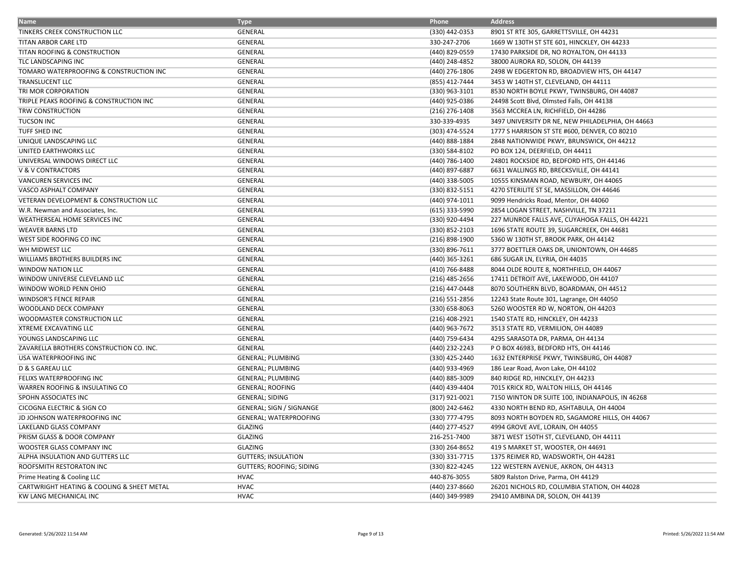| Name | Type | Phone | Address |
| --- | --- | --- | --- |
| TINKERS CREEK CONSTRUCTION LLC | GENERAL | (330) 442-0353 | 8901 ST RTE 305, GARRETTSVILLE, OH 44231 |
| TITAN ARBOR CARE LTD | GENERAL | 330-247-2706 | 1669 W 130TH ST STE 601, HINCKLEY, OH 44233 |
| TITAN ROOFING & CONSTRUCTION | GENERAL | (440) 829-0559 | 17430 PARKSIDE DR, NO ROYALTON, OH 44133 |
| TLC LANDSCAPING INC | GENERAL | (440) 248-4852 | 38000 AURORA RD, SOLON, OH 44139 |
| TOMARO WATERPROOFING & CONSTRUCTION INC | GENERAL | (440) 276-1806 | 2498 W EDGERTON RD, BROADVIEW HTS, OH 44147 |
| TRANSLUCENT LLC | GENERAL | (855) 412-7444 | 3453 W 140TH ST, CLEVELAND, OH 44111 |
| TRI MOR CORPORATION | GENERAL | (330) 963-3101 | 8530 NORTH BOYLE PKWY, TWINSBURG, OH 44087 |
| TRIPLE PEAKS ROOFING & CONSTRUCTION INC | GENERAL | (440) 925-0386 | 24498 Scott Blvd, Olmsted Falls, OH 44138 |
| TRW CONSTRUCTION | GENERAL | (216) 276-1408 | 3563 MCCREA LN, RICHFIELD, OH 44286 |
| TUCSON INC | GENERAL | 330-339-4935 | 3497 UNIVERSITY DR NE, NEW PHILADELPHIA, OH 44663 |
| TUFF SHED INC | GENERAL | (303) 474-5524 | 1777 S HARRISON ST STE #600, DENVER, CO 80210 |
| UNIQUE LANDSCAPING LLC | GENERAL | (440) 888-1884 | 2848 NATIONWIDE PKWY, BRUNSWICK, OH 44212 |
| UNITED EARTHWORKS LLC | GENERAL | (330) 584-8102 | PO BOX 124, DEERFIELD, OH 44411 |
| UNIVERSAL WINDOWS DIRECT LLC | GENERAL | (440) 786-1400 | 24801 ROCKSIDE RD, BEDFORD HTS, OH 44146 |
| V & V CONTRACTORS | GENERAL | (440) 897-6887 | 6631 WALLINGS RD, BRECKSVILLE, OH 44141 |
| VANCUREN SERVICES INC | GENERAL | (440) 338-5005 | 10555 KINSMAN ROAD, NEWBURY, OH 44065 |
| VASCO ASPHALT COMPANY | GENERAL | (330) 832-5151 | 4270 STERILITE ST SE, MASSILLON, OH 44646 |
| VETERAN DEVELOPMENT & CONSTRUCTION LLC | GENERAL | (440) 974-1011 | 9099 Hendricks Road, Mentor, OH 44060 |
| W.R. Newman and Associates, Inc. | GENERAL | (615) 333-5990 | 2854 LOGAN STREET, NASHVILLE, TN 37211 |
| WEATHERSEAL HOME SERVICES INC | GENERAL | (330) 920-4494 | 227 MUNROE FALLS AVE, CUYAHOGA FALLS, OH 44221 |
| WEAVER BARNS LTD | GENERAL | (330) 852-2103 | 1696 STATE ROUTE 39, SUGARCREEK, OH 44681 |
| WEST SIDE ROOFING CO INC | GENERAL | (216) 898-1900 | 5360 W 130TH ST, BROOK PARK, OH 44142 |
| WH MIDWEST LLC | GENERAL | (330) 896-7611 | 3777 BOETTLER OAKS DR, UNIONTOWN, OH 44685 |
| WILLIAMS BROTHERS BUILDERS INC | GENERAL | (440) 365-3261 | 686 SUGAR LN, ELYRIA, OH 44035 |
| WINDOW NATION LLC | GENERAL | (410) 766-8488 | 8044 OLDE ROUTE 8, NORTHFIELD, OH 44067 |
| WINDOW UNIVERSE CLEVELAND LLC | GENERAL | (216) 485-2656 | 17411 DETROIT AVE, LAKEWOOD, OH 44107 |
| WINDOW WORLD PENN OHIO | GENERAL | (216) 447-0448 | 8070 SOUTHERN BLVD, BOARDMAN, OH 44512 |
| WINDSOR'S FENCE REPAIR | GENERAL | (216) 551-2856 | 12243 State Route 301, Lagrange, OH 44050 |
| WOODLAND DECK COMPANY | GENERAL | (330) 658-8063 | 5260 WOOSTER RD W, NORTON, OH 44203 |
| WOODMASTER CONSTRUCTION LLC | GENERAL | (216) 408-2921 | 1540 STATE RD, HINCKLEY, OH 44233 |
| XTREME EXCAVATING LLC | GENERAL | (440) 963-7672 | 3513 STATE RD, VERMILION, OH 44089 |
| YOUNGS LANDSCAPING LLC | GENERAL | (440) 759-6434 | 4295 SARASOTA DR, PARMA, OH 44134 |
| ZAVARELLA BROTHERS CONSTRUCTION CO. INC. | GENERAL | (440) 232-2243 | P O BOX 46983, BEDFORD HTS, OH 44146 |
| USA WATERPROOFING INC | GENERAL; PLUMBING | (330) 425-2440 | 1632 ENTERPRISE PKWY, TWINSBURG, OH 44087 |
| D & S GAREAU LLC | GENERAL; PLUMBING | (440) 933-4969 | 186 Lear Road, Avon Lake, OH 44102 |
| FELIXS WATERPROOFING INC | GENERAL; PLUMBING | (440) 885-3009 | 840 RIDGE RD, HINCKLEY, OH 44233 |
| WARREN ROOFING & INSULATING CO | GENERAL; ROOFING | (440) 439-4404 | 7015 KRICK RD, WALTON HILLS, OH 44146 |
| SPOHN ASSOCIATES INC | GENERAL; SIDING | (317) 921-0021 | 7150 WINTON DR SUITE 100, INDIANAPOLIS, IN 46268 |
| CICOGNA ELECTRIC & SIGN CO | GENERAL; SIGN / SIGNANGE | (800) 242-6462 | 4330 NORTH BEND RD, ASHTABULA, OH 44004 |
| JD JOHNSON WATERPROOFING INC | GENERAL; WATERPROOFING | (330) 777-4795 | 8093 NORTH BOYDEN RD, SAGAMORE HILLS, OH 44067 |
| LAKELAND GLASS COMPANY | GLAZING | (440) 277-4527 | 4994 GROVE AVE, LORAIN, OH 44055 |
| PRISM GLASS & DOOR COMPANY | GLAZING | 216-251-7400 | 3871 WEST 150TH ST, CLEVELAND, OH 44111 |
| WOOSTER GLASS COMPANY INC | GLAZING | (330) 264-8652 | 419 S MARKET ST, WOOSTER, OH 44691 |
| ALPHA INSULATION AND GUTTERS LLC | GUTTERS; INSULATION | (330) 331-7715 | 1375 REIMER RD, WADSWORTH, OH 44281 |
| ROOFSMITH RESTORATON INC | GUTTERS; ROOFING; SIDING | (330) 822-4245 | 122 WESTERN AVENUE, AKRON, OH 44313 |
| Prime Heating & Cooling LLC | HVAC | 440-876-3055 | 5809 Ralston Drive, Parma, OH 44129 |
| CARTWRIGHT HEATING & COOLING & SHEET METAL | HVAC | (440) 237-8660 | 26201 NICHOLS RD, COLUMBIA STATION, OH 44028 |
| KW LANG MECHANICAL INC | HVAC | (440) 349-9989 | 29410 AMBINA DR, SOLON, OH 44139 |

Generated: 5/26/2022 11:54 AM Printed: 5/26/2022 11:54 AM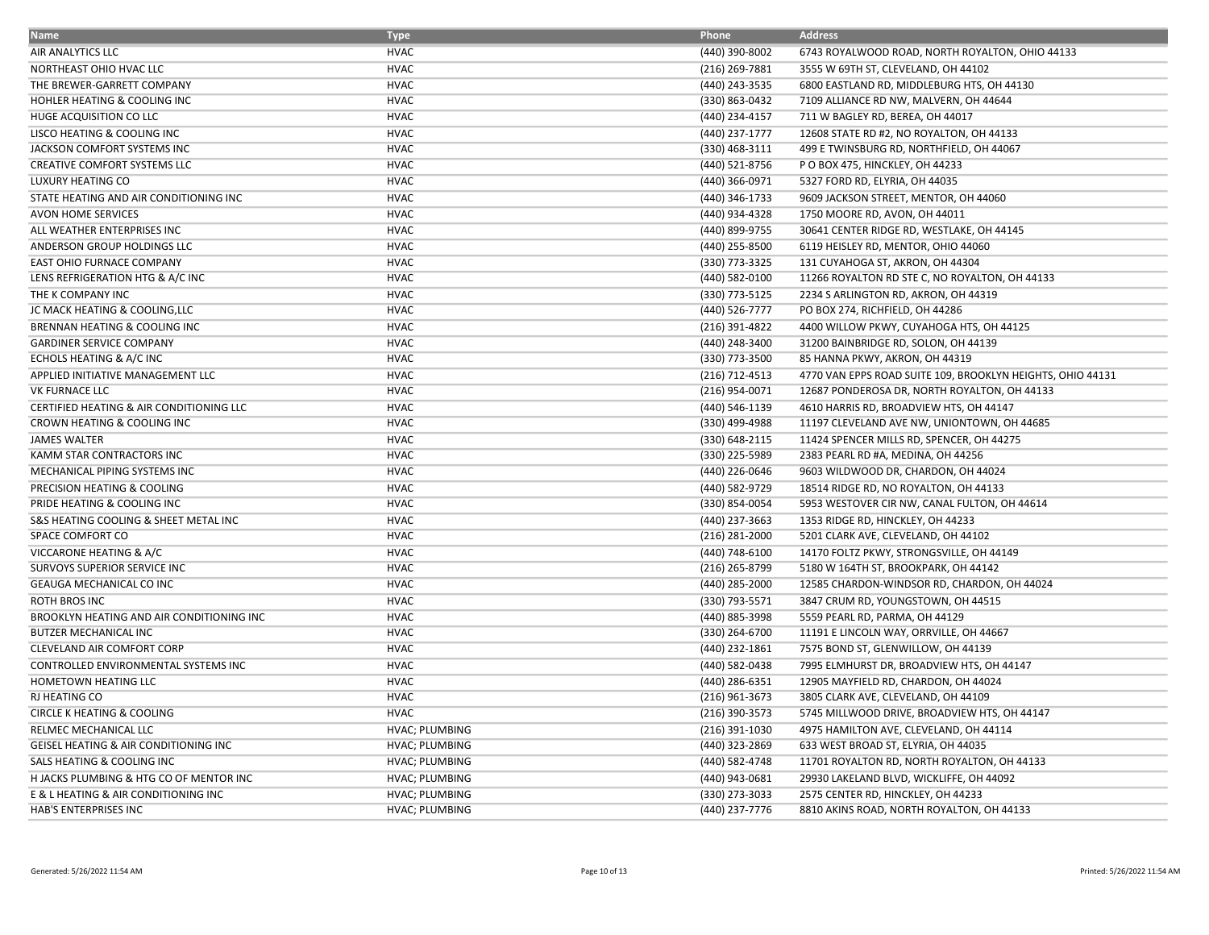| Name | Type | Phone | Address |
|---|---|---|---|
| AIR ANALYTICS LLC | HVAC | (440) 390-8002 | 6743 ROYALWOOD ROAD, NORTH ROYALTON, OHIO 44133 |
| NORTHEAST OHIO HVAC LLC | HVAC | (216) 269-7881 | 3555 W 69TH ST, CLEVELAND, OH 44102 |
| THE BREWER-GARRETT COMPANY | HVAC | (440) 243-3535 | 6800 EASTLAND RD, MIDDLEBURG HTS, OH 44130 |
| HOHLER HEATING & COOLING INC | HVAC | (330) 863-0432 | 7109 ALLIANCE RD NW, MALVERN, OH 44644 |
| HUGE ACQUISITION CO LLC | HVAC | (440) 234-4157 | 711 W BAGLEY RD, BEREA, OH 44017 |
| LISCO HEATING & COOLING INC | HVAC | (440) 237-1777 | 12608 STATE RD #2, NO ROYALTON, OH 44133 |
| JACKSON COMFORT SYSTEMS INC | HVAC | (330) 468-3111 | 499 E TWINSBURG RD, NORTHFIELD, OH 44067 |
| CREATIVE COMFORT SYSTEMS LLC | HVAC | (440) 521-8756 | P O BOX 475, HINCKLEY, OH 44233 |
| LUXURY HEATING CO | HVAC | (440) 366-0971 | 5327 FORD RD, ELYRIA, OH 44035 |
| STATE HEATING AND AIR CONDITIONING INC | HVAC | (440) 346-1733 | 9609 JACKSON STREET, MENTOR, OH 44060 |
| AVON HOME SERVICES | HVAC | (440) 934-4328 | 1750 MOORE RD, AVON, OH 44011 |
| ALL WEATHER ENTERPRISES INC | HVAC | (440) 899-9755 | 30641 CENTER RIDGE RD, WESTLAKE, OH 44145 |
| ANDERSON GROUP HOLDINGS LLC | HVAC | (440) 255-8500 | 6119 HEISLEY RD, MENTOR, OHIO 44060 |
| EAST OHIO FURNACE COMPANY | HVAC | (330) 773-3325 | 131 CUYAHOGA ST, AKRON, OH 44304 |
| LENS REFRIGERATION HTG & A/C INC | HVAC | (440) 582-0100 | 11266 ROYALTON RD STE C, NO ROYALTON, OH 44133 |
| THE K COMPANY INC | HVAC | (330) 773-5125 | 2234 S ARLINGTON RD, AKRON, OH 44319 |
| JC MACK HEATING & COOLING,LLC | HVAC | (440) 526-7777 | PO BOX 274, RICHFIELD, OH 44286 |
| BRENNAN HEATING & COOLING INC | HVAC | (216) 391-4822 | 4400 WILLOW PKWY, CUYAHOGA HTS, OH 44125 |
| GARDINER SERVICE COMPANY | HVAC | (440) 248-3400 | 31200 BAINBRIDGE RD, SOLON, OH 44139 |
| ECHOLS HEATING & A/C INC | HVAC | (330) 773-3500 | 85 HANNA PKWY, AKRON, OH 44319 |
| APPLIED INITIATIVE MANAGEMENT LLC | HVAC | (216) 712-4513 | 4770 VAN EPPS ROAD SUITE 109, BROOKLYN HEIGHTS, OHIO 44131 |
| VK FURNACE LLC | HVAC | (216) 954-0071 | 12687 PONDEROSA DR, NORTH ROYALTON, OH 44133 |
| CERTIFIED HEATING & AIR CONDITIONING LLC | HVAC | (440) 546-1139 | 4610 HARRIS RD, BROADVIEW HTS, OH 44147 |
| CROWN HEATING & COOLING INC | HVAC | (330) 499-4988 | 11197 CLEVELAND AVE NW, UNIONTOWN, OH 44685 |
| JAMES WALTER | HVAC | (330) 648-2115 | 11424 SPENCER MILLS RD, SPENCER, OH 44275 |
| KAMM STAR CONTRACTORS INC | HVAC | (330) 225-5989 | 2383 PEARL RD #A, MEDINA, OH 44256 |
| MECHANICAL PIPING SYSTEMS INC | HVAC | (440) 226-0646 | 9603 WILDWOOD DR, CHARDON, OH 44024 |
| PRECISION HEATING & COOLING | HVAC | (440) 582-9729 | 18514 RIDGE RD, NO ROYALTON, OH 44133 |
| PRIDE HEATING & COOLING INC | HVAC | (330) 854-0054 | 5953 WESTOVER CIR NW, CANAL FULTON, OH 44614 |
| S&S HEATING COOLING & SHEET METAL INC | HVAC | (440) 237-3663 | 1353 RIDGE RD, HINCKLEY, OH 44233 |
| SPACE COMFORT CO | HVAC | (216) 281-2000 | 5201 CLARK AVE, CLEVELAND, OH 44102 |
| VICCARONE HEATING & A/C | HVAC | (440) 748-6100 | 14170 FOLTZ PKWY, STRONGSVILLE, OH 44149 |
| SURVOYS SUPERIOR SERVICE INC | HVAC | (216) 265-8799 | 5180 W 164TH ST, BROOKPARK, OH 44142 |
| GEAUGA MECHANICAL CO INC | HVAC | (440) 285-2000 | 12585 CHARDON-WINDSOR RD, CHARDON, OH 44024 |
| ROTH BROS INC | HVAC | (330) 793-5571 | 3847 CRUM RD, YOUNGSTOWN, OH 44515 |
| BROOKLYN HEATING AND AIR CONDITIONING INC | HVAC | (440) 885-3998 | 5559 PEARL RD, PARMA, OH 44129 |
| BUTZER MECHANICAL INC | HVAC | (330) 264-6700 | 11191 E LINCOLN WAY, ORRVILLE, OH 44667 |
| CLEVELAND AIR COMFORT CORP | HVAC | (440) 232-1861 | 7575 BOND ST, GLENWILLOW, OH 44139 |
| CONTROLLED ENVIRONMENTAL SYSTEMS INC | HVAC | (440) 582-0438 | 7995 ELMHURST DR, BROADVIEW HTS, OH 44147 |
| HOMETOWN HEATING LLC | HVAC | (440) 286-6351 | 12905 MAYFIELD RD, CHARDON, OH 44024 |
| RJ HEATING CO | HVAC | (216) 961-3673 | 3805 CLARK AVE, CLEVELAND, OH 44109 |
| CIRCLE K HEATING & COOLING | HVAC | (216) 390-3573 | 5745 MILLWOOD DRIVE, BROADVIEW HTS, OH 44147 |
| RELMEC MECHANICAL LLC | HVAC; PLUMBING | (216) 391-1030 | 4975 HAMILTON AVE, CLEVELAND, OH 44114 |
| GEISEL HEATING & AIR CONDITIONING INC | HVAC; PLUMBING | (440) 323-2869 | 633 WEST BROAD ST, ELYRIA, OH 44035 |
| SALS HEATING & COOLING INC | HVAC; PLUMBING | (440) 582-4748 | 11701 ROYALTON RD, NORTH ROYALTON, OH 44133 |
| H JACKS PLUMBING & HTG CO OF MENTOR INC | HVAC; PLUMBING | (440) 943-0681 | 29930 LAKELAND BLVD, WICKLIFFE, OH 44092 |
| E & L HEATING & AIR CONDITIONING INC | HVAC; PLUMBING | (330) 273-3033 | 2575 CENTER RD, HINCKLEY, OH 44233 |
| HAB'S ENTERPRISES INC | HVAC; PLUMBING | (440) 237-7776 | 8810 AKINS ROAD, NORTH ROYALTON, OH 44133 |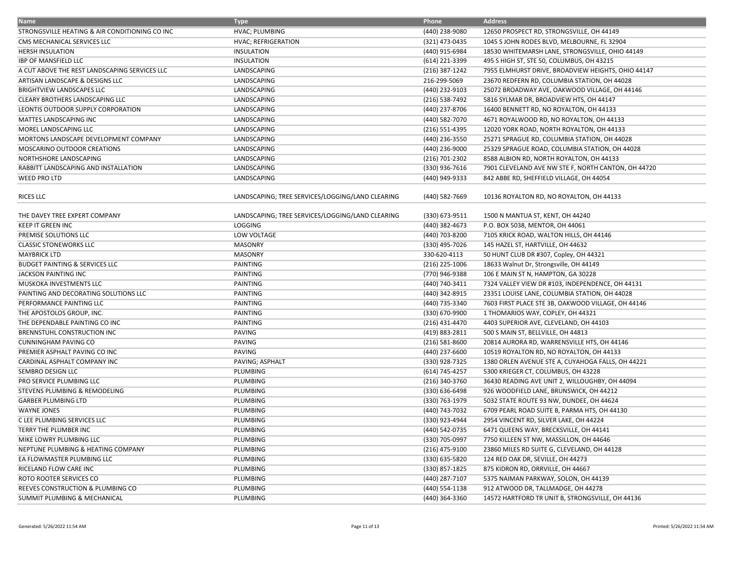| Name | Type | Phone | Address |
|---|---|---|---|
| STRONGSVILLE HEATING & AIR CONDITIONING CO INC | HVAC; PLUMBING | (440) 238-9080 | 12650 PROSPECT RD, STRONGSVILLE, OH 44149 |
| CMS MECHANICAL SERVICES LLC | HVAC; REFRIGERATION | (321) 473-0435 | 1045 S JOHN RODES BLVD, MELBOURNE, FL 32904 |
| HERSH INSULATION | INSULATION | (440) 915-6984 | 18530 WHITEMARSH LANE, STRONGSVILLE, OHIO 44149 |
| IBP OF MANSFIELD LLC | INSULATION | (614) 221-3399 | 495 S HIGH ST, STE 50, COLUMBUS, OH 43215 |
| A CUT ABOVE THE REST LANDSCAPING SERVICES LLC | LANDSCAPING | (216) 387-1242 | 7955 ELMHURST DRIVE, BROADVIEW HEIGHTS, OHIO 44147 |
| ARTISAN LANDSCAPE & DESIGNS LLC | LANDSCAPING | 216-299-5069 | 23670 REDFERN RD, COLUMBIA STATION, OH 44028 |
| BRIGHTVIEW LANDSCAPES LLC | LANDSCAPING | (440) 232-9103 | 25072 BROADWAY AVE, OAKWOOD VILLAGE, OH 44146 |
| CLEARY BROTHERS LANDSCAPING LLC | LANDSCAPING | (216) 538-7492 | 5816 SYLMAR DR, BROADVIEW HTS, OH 44147 |
| LEONTIS OUTDOOR SUPPLY CORPORATION | LANDSCAPING | (440) 237-8706 | 16400 BENNETT RD, NO ROYALTON, OH 44133 |
| MATTES LANDSCAPING INC | LANDSCAPING | (440) 582-7070 | 4671 ROYALWOOD RD, NO ROYALTON, OH 44133 |
| MOREL LANDSCAPING LLC | LANDSCAPING | (216) 551-4395 | 12020 YORK ROAD, NORTH ROYALTON, OH 44133 |
| MORTONS LANDSCAPE DEVELOPMENT COMPANY | LANDSCAPING | (440) 236-3550 | 25271 SPRAGUE RD, COLUMBIA STATION, OH 44028 |
| MOSCARINO OUTDOOR CREATIONS | LANDSCAPING | (440) 236-9000 | 25329 SPRAGUE ROAD, COLUMBIA STATION, OH 44028 |
| NORTHSHORE LANDSCAPING | LANDSCAPING | (216) 701-2302 | 8588 ALBION RD, NORTH ROYALTON, OH 44133 |
| RABBITT LANDSCAPING AND INSTALLATION | LANDSCAPING | (330) 936-7616 | 7901 CLEVELAND AVE NW STE F, NORTH CANTON, OH 44720 |
| WEED PRO LTD | LANDSCAPING | (440) 949-9333 | 842 ABBE RD, SHEFFIELD VILLAGE, OH 44054 |
| RICES LLC | LANDSCAPING; TREE SERVICES/LOGGING/LAND CLEARING | (440) 582-7669 | 10136 ROYALTON RD, NO ROYALTON, OH 44133 |
| THE DAVEY TREE EXPERT COMPANY | LANDSCAPING; TREE SERVICES/LOGGING/LAND CLEARING | (330) 673-9511 | 1500 N MANTUA ST, KENT, OH 44240 |
| KEEP IT GREEN INC | LOGGING | (440) 382-4673 | P.O. BOX 5038, MENTOR, OH 44061 |
| PREMISE SOLUTIONS LLC | LOW VOLTAGE | (440) 703-8200 | 7105 KRICK ROAD, WALTON HILLS, OH 44146 |
| CLASSIC STONEWORKS LLC | MASONRY | (330) 495-7026 | 145 HAZEL ST, HARTVILLE, OH 44632 |
| MAYBRICK LTD | MASONRY | 330-620-4113 | 50 HUNT CLUB DR #307, Copley, OH 44321 |
| BUDGET PAINTING & SERVICES LLC | PAINTING | (216) 225-1006 | 18633 Walnut Dr, Strongsville, OH 44149 |
| JACKSON PAINTING INC | PAINTING | (770) 946-9388 | 106 E MAIN ST N, HAMPTON, GA 30228 |
| MUSKOKA INVESTMENTS LLC | PAINTING | (440) 740-3411 | 7324 VALLEY VIEW DR #103, INDEPENDENCE, OH 44131 |
| PAINTING AND DECORATING SOLUTIONS LLC | PAINTING | (440) 342-8915 | 23351 LOUISE LANE, COLUMBIA STATION, OH 44028 |
| PERFORMANCE PAINTING LLC | PAINTING | (440) 735-3340 | 7603 FIRST PLACE STE 3B, OAKWOOD VILLAGE, OH 44146 |
| THE APOSTOLOS GROUP, INC. | PAINTING | (330) 670-9900 | 1 THOMARIOS WAY, COPLEY, OH 44321 |
| THE DEPENDABLE PAINTING CO INC | PAINTING | (216) 431-4470 | 4403 SUPERIOR AVE, CLEVELAND, OH 44103 |
| BRENNSTUHL CONSTRUCTION INC | PAVING | (419) 883-2811 | 500 S MAIN ST, BELLVILLE, OH 44813 |
| CUNNINGHAM PAVING CO | PAVING | (216) 581-8600 | 20814 AURORA RD, WARRENSVILLE HTS, OH 44146 |
| PREMIER ASPHALT PAVING CO INC | PAVING | (440) 237-6600 | 10519 ROYALTON RD, NO ROYALTON, OH 44133 |
| CARDINAL ASPHALT COMPANY INC | PAVING; ASPHALT | (330) 928-7325 | 1380 ORLEN AVENUE STE A, CUYAHOGA FALLS, OH 44221 |
| SEMBRO DESIGN LLC | PLUMBING | (614) 745-4257 | 5300 KRIEGER CT, COLUMBUS, OH 43228 |
| PRO SERVICE PLUMBING LLC | PLUMBING | (216) 340-3760 | 36430 READING AVE UNIT 2, WILLOUGHBY, OH 44094 |
| STEVENS PLUMBING & REMODELING | PLUMBING | (330) 636-6498 | 926 WOODFIELD LANE, BRUNSWICK, OH 44212 |
| GARBER PLUMBING LTD | PLUMBING | (330) 763-1979 | 5032 STATE ROUTE 93 NW, DUNDEE, OH 44624 |
| WAYNE JONES | PLUMBING | (440) 743-7032 | 6709 PEARL ROAD SUITE B, PARMA HTS, OH 44130 |
| C LEE PLUMBING SERVICES LLC | PLUMBING | (330) 923-4944 | 2954 VINCENT RD, SILVER LAKE, OH 44224 |
| TERRY THE PLUMBER INC | PLUMBING | (440) 542-0735 | 6471 QUEENS WAY, BRECKSVILLE, OH 44141 |
| MIKE LOWRY PLUMBING LLC | PLUMBING | (330) 705-0997 | 7750 KILLEEN ST NW, MASSILLON, OH 44646 |
| NEPTUNE PLUMBING & HEATING COMPANY | PLUMBING | (216) 475-9100 | 23860 MILES RD SUITE G, CLEVELAND, OH 44128 |
| EA FLOWMASTER PLUMBING LLC | PLUMBING | (330) 635-5820 | 124 RED OAK DR, SEVILLE, OH 44273 |
| RICELAND FLOW CARE INC | PLUMBING | (330) 857-1825 | 875 KIDRON RD, ORRVILLE, OH 44667 |
| ROTO ROOTER SERVICES CO | PLUMBING | (440) 287-7107 | 5375 NAIMAN PARKWAY, SOLON, OH 44139 |
| REEVES CONSTRUCTION & PLUMBING CO | PLUMBING | (440) 554-1138 | 912 ATWOOD DR, TALLMADGE, OH 44278 |
| SUMMIT PLUMBING & MECHANICAL | PLUMBING | (440) 364-3360 | 14572 HARTFORD TR UNIT B, STRONGSVILLE, OH 44136 |

Generated: 5/26/2022 11:54 AM

Printed: 5/26/2022 11:54 AM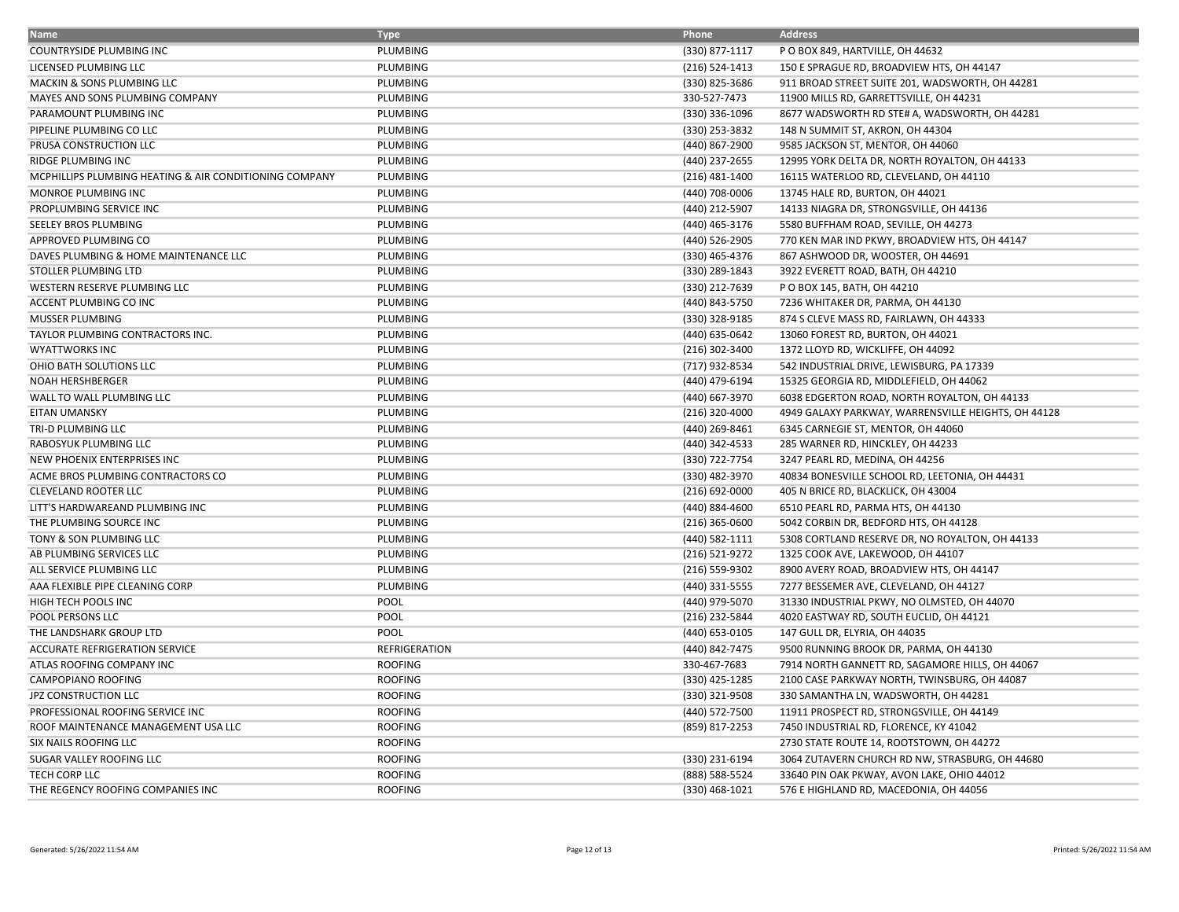| Name | Type | Phone | Address |
|---|---|---|---|
| COUNTRYSIDE PLUMBING INC | PLUMBING | (330) 877-1117 | P O BOX 849, HARTVILLE, OH 44632 |
| LICENSED PLUMBING LLC | PLUMBING | (216) 524-1413 | 150 E SPRAGUE RD, BROADVIEW HTS, OH 44147 |
| MACKIN & SONS PLUMBING LLC | PLUMBING | (330) 825-3686 | 911 BROAD STREET SUITE 201, WADSWORTH, OH 44281 |
| MAYES AND SONS PLUMBING COMPANY | PLUMBING | 330-527-7473 | 11900 MILLS RD, GARRETTSVILLE, OH 44231 |
| PARAMOUNT PLUMBING INC | PLUMBING | (330) 336-1096 | 8677 WADSWORTH RD STE# A, WADSWORTH, OH 44281 |
| PIPELINE PLUMBING CO LLC | PLUMBING | (330) 253-3832 | 148 N SUMMIT ST, AKRON, OH 44304 |
| PRUSA CONSTRUCTION LLC | PLUMBING | (440) 867-2900 | 9585 JACKSON ST, MENTOR, OH 44060 |
| RIDGE PLUMBING INC | PLUMBING | (440) 237-2655 | 12995 YORK DELTA DR, NORTH ROYALTON, OH 44133 |
| MCPHILLIPS PLUMBING HEATING & AIR CONDITIONING COMPANY | PLUMBING | (216) 481-1400 | 16115 WATERLOO RD, CLEVELAND, OH 44110 |
| MONROE PLUMBING INC | PLUMBING | (440) 708-0006 | 13745 HALE RD, BURTON, OH 44021 |
| PROPLUMBING SERVICE INC | PLUMBING | (440) 212-5907 | 14133 NIAGRA DR, STRONGSVILLE, OH 44136 |
| SEELEY BROS PLUMBING | PLUMBING | (440) 465-3176 | 5580 BUFFHAM ROAD, SEVILLE, OH 44273 |
| APPROVED PLUMBING CO | PLUMBING | (440) 526-2905 | 770 KEN MAR IND PKWY, BROADVIEW HTS, OH 44147 |
| DAVES PLUMBING & HOME MAINTENANCE LLC | PLUMBING | (330) 465-4376 | 867 ASHWOOD DR, WOOSTER, OH 44691 |
| STOLLER PLUMBING LTD | PLUMBING | (330) 289-1843 | 3922 EVERETT ROAD, BATH, OH 44210 |
| WESTERN RESERVE PLUMBING LLC | PLUMBING | (330) 212-7639 | P O BOX 145, BATH, OH 44210 |
| ACCENT PLUMBING CO INC | PLUMBING | (440) 843-5750 | 7236 WHITAKER DR, PARMA, OH 44130 |
| MUSSER PLUMBING | PLUMBING | (330) 328-9185 | 874 S CLEVE MASS RD, FAIRLAWN, OH 44333 |
| TAYLOR PLUMBING CONTRACTORS INC. | PLUMBING | (440) 635-0642 | 13060 FOREST RD, BURTON, OH 44021 |
| WYATTWORKS INC | PLUMBING | (216) 302-3400 | 1372 LLOYD RD, WICKLIFFE, OH 44092 |
| OHIO BATH SOLUTIONS LLC | PLUMBING | (717) 932-8534 | 542 INDUSTRIAL DRIVE, LEWISBURG, PA 17339 |
| NOAH HERSHBERGER | PLUMBING | (440) 479-6194 | 15325 GEORGIA RD, MIDDLEFIELD, OH 44062 |
| WALL TO WALL PLUMBING LLC | PLUMBING | (440) 667-3970 | 6038 EDGERTON ROAD, NORTH ROYALTON, OH 44133 |
| EITAN UMANSKY | PLUMBING | (216) 320-4000 | 4949 GALAXY PARKWAY, WARRENSVILLE HEIGHTS, OH 44128 |
| TRI-D PLUMBING LLC | PLUMBING | (440) 269-8461 | 6345 CARNEGIE ST, MENTOR, OH 44060 |
| RABOSYUK PLUMBING LLC | PLUMBING | (440) 342-4533 | 285 WARNER RD, HINCKLEY, OH 44233 |
| NEW PHOENIX ENTERPRISES INC | PLUMBING | (330) 722-7754 | 3247 PEARL RD, MEDINA, OH 44256 |
| ACME BROS PLUMBING CONTRACTORS CO | PLUMBING | (330) 482-3970 | 40834 BONESVILLE SCHOOL RD, LEETONIA, OH 44431 |
| CLEVELAND ROOTER LLC | PLUMBING | (216) 692-0000 | 405 N BRICE RD, BLACKLICK, OH 43004 |
| LITT'S HARDWAREAND PLUMBING INC | PLUMBING | (440) 884-4600 | 6510 PEARL RD, PARMA HTS, OH 44130 |
| THE PLUMBING SOURCE INC | PLUMBING | (216) 365-0600 | 5042 CORBIN DR, BEDFORD HTS, OH 44128 |
| TONY & SON PLUMBING LLC | PLUMBING | (440) 582-1111 | 5308 CORTLAND RESERVE DR, NO ROYALTON, OH 44133 |
| AB PLUMBING SERVICES LLC | PLUMBING | (216) 521-9272 | 1325 COOK AVE, LAKEWOOD, OH 44107 |
| ALL SERVICE PLUMBING LLC | PLUMBING | (216) 559-9302 | 8900 AVERY ROAD, BROADVIEW HTS, OH 44147 |
| AAA FLEXIBLE PIPE CLEANING CORP | PLUMBING | (440) 331-5555 | 7277 BESSEMER AVE, CLEVELAND, OH 44127 |
| HIGH TECH POOLS INC | POOL | (440) 979-5070 | 31330 INDUSTRIAL PKWY, NO OLMSTED, OH 44070 |
| POOL PERSONS LLC | POOL | (216) 232-5844 | 4020 EASTWAY RD, SOUTH EUCLID, OH 44121 |
| THE LANDSHARK GROUP LTD | POOL | (440) 653-0105 | 147 GULL DR, ELYRIA, OH 44035 |
| ACCURATE REFRIGERATION SERVICE | REFRIGERATION | (440) 842-7475 | 9500 RUNNING BROOK DR, PARMA, OH 44130 |
| ATLAS ROOFING COMPANY INC | ROOFING | 330-467-7683 | 7914 NORTH GANNETT RD, SAGAMORE HILLS, OH 44067 |
| CAMPOPIANO ROOFING | ROOFING | (330) 425-1285 | 2100 CASE PARKWAY NORTH, TWINSBURG, OH 44087 |
| JPZ CONSTRUCTION LLC | ROOFING | (330) 321-9508 | 330 SAMANTHA LN, WADSWORTH, OH 44281 |
| PROFESSIONAL ROOFING SERVICE INC | ROOFING | (440) 572-7500 | 11911 PROSPECT RD, STRONGSVILLE, OH 44149 |
| ROOF MAINTENANCE MANAGEMENT USA LLC | ROOFING | (859) 817-2253 | 7450 INDUSTRIAL RD, FLORENCE, KY 41042 |
| SIX NAILS ROOFING LLC | ROOFING | | 2730 STATE ROUTE 14, ROOTSTOWN, OH 44272 |
| SUGAR VALLEY ROOFING LLC | ROOFING | (330) 231-6194 | 3064 ZUTAVERN CHURCH RD NW, STRASBURG, OH 44680 |
| TECH CORP LLC | ROOFING | (888) 588-5524 | 33640 PIN OAK PKWAY, AVON LAKE, OHIO 44012 |
| THE REGENCY ROOFING COMPANIES INC | ROOFING | (330) 468-1021 | 576 E HIGHLAND RD, MACEDONIA, OH 44056 |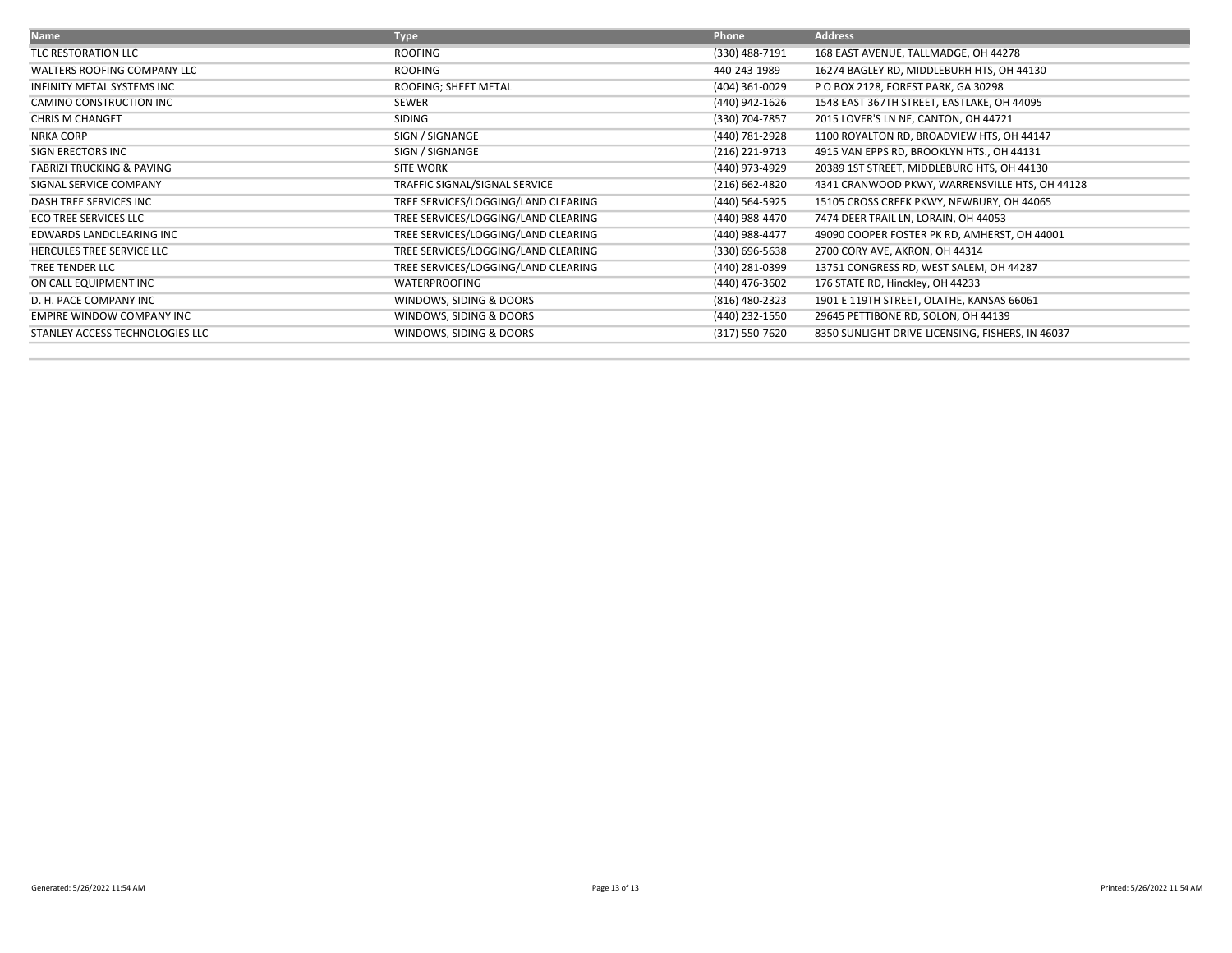| Name | Type | Phone | Address |
|---|---|---|---|
| TLC RESTORATION LLC | ROOFING | (330) 488-7191 | 168 EAST AVENUE, TALLMADGE, OH 44278 |
| WALTERS ROOFING COMPANY LLC | ROOFING | 440-243-1989 | 16274 BAGLEY RD, MIDDLEBURH HTS, OH 44130 |
| INFINITY METAL SYSTEMS INC | ROOFING; SHEET METAL | (404) 361-0029 | P O BOX 2128, FOREST PARK, GA 30298 |
| CAMINO CONSTRUCTION INC | SEWER | (440) 942-1626 | 1548 EAST 367TH STREET, EASTLAKE, OH 44095 |
| CHRIS M CHANGET | SIDING | (330) 704-7857 | 2015 LOVER'S LN NE, CANTON, OH 44721 |
| NRKA CORP | SIGN / SIGNANGE | (440) 781-2928 | 1100 ROYALTON RD, BROADVIEW HTS, OH 44147 |
| SIGN ERECTORS INC | SIGN / SIGNANGE | (216) 221-9713 | 4915 VAN EPPS RD, BROOKLYN HTS., OH 44131 |
| FABRIZI TRUCKING & PAVING | SITE WORK | (440) 973-4929 | 20389 1ST STREET, MIDDLEBURG HTS, OH 44130 |
| SIGNAL SERVICE COMPANY | TRAFFIC SIGNAL/SIGNAL SERVICE | (216) 662-4820 | 4341 CRANWOOD PKWY, WARRENSVILLE HTS, OH 44128 |
| DASH TREE SERVICES INC | TREE SERVICES/LOGGING/LAND CLEARING | (440) 564-5925 | 15105 CROSS CREEK PKWY, NEWBURY, OH 44065 |
| ECO TREE SERVICES LLC | TREE SERVICES/LOGGING/LAND CLEARING | (440) 988-4470 | 7474 DEER TRAIL LN, LORAIN, OH 44053 |
| EDWARDS LANDCLEARING INC | TREE SERVICES/LOGGING/LAND CLEARING | (440) 988-4477 | 49090 COOPER FOSTER PK RD, AMHERST, OH 44001 |
| HERCULES TREE SERVICE LLC | TREE SERVICES/LOGGING/LAND CLEARING | (330) 696-5638 | 2700 CORY AVE, AKRON, OH 44314 |
| TREE TENDER LLC | TREE SERVICES/LOGGING/LAND CLEARING | (440) 281-0399 | 13751 CONGRESS RD, WEST SALEM, OH 44287 |
| ON CALL EQUIPMENT INC | WATERPROOFING | (440) 476-3602 | 176 STATE RD, Hinckley, OH 44233 |
| D. H. PACE COMPANY INC | WINDOWS, SIDING & DOORS | (816) 480-2323 | 1901 E 119TH STREET, OLATHE, KANSAS 66061 |
| EMPIRE WINDOW COMPANY INC | WINDOWS, SIDING & DOORS | (440) 232-1550 | 29645 PETTIBONE RD, SOLON, OH 44139 |
| STANLEY ACCESS TECHNOLOGIES LLC | WINDOWS, SIDING & DOORS | (317) 550-7620 | 8350 SUNLIGHT DRIVE-LICENSING, FISHERS, IN 46037 |

Generated: 5/26/2022 11:54 AM

Printed: 5/26/2022 11:54 AM